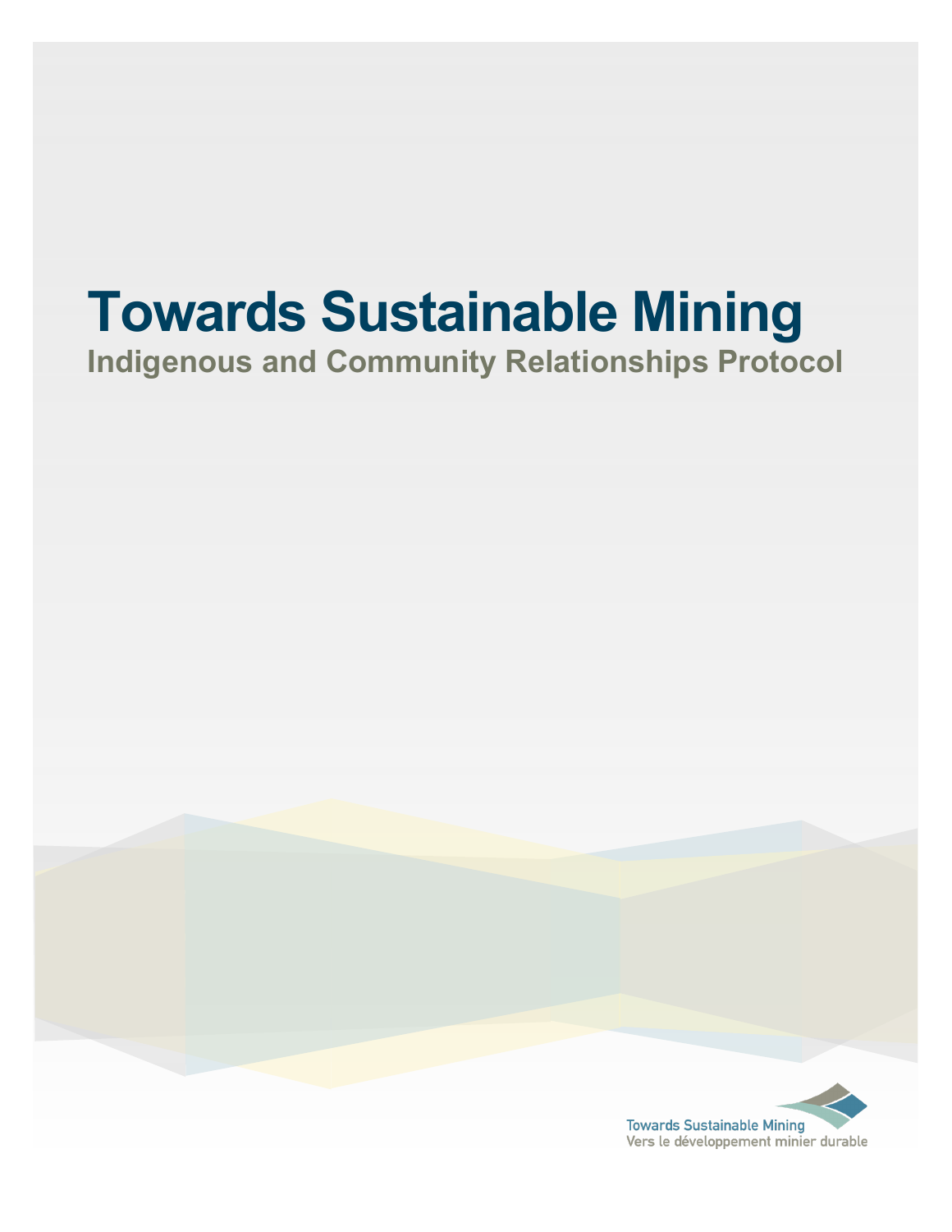# Towards Sustainable Mining

## Indigenous and Community Relationships Protocol

Towards Sustainable Mining
Vers le développement minier durable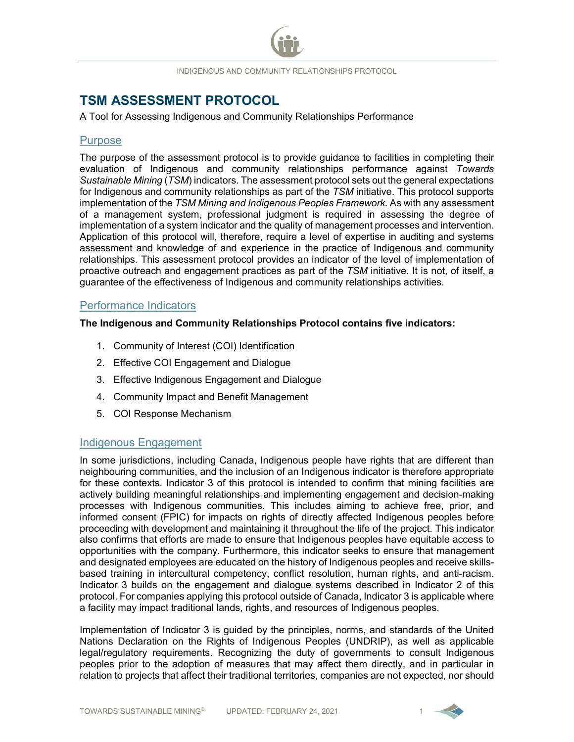# TSM ASSESSMENT PROTOCOL

A Tool for Assessing Indigenous and Community Relationships Performance

## Purpose

The purpose of the assessment protocol is to provide guidance to facilities in completing their evaluation of Indigenous and community relationships performance against *Towards Sustainable Mining* (*TSM*) indicators. The assessment protocol sets out the general expectations for Indigenous and community relationships as part of the *TSM* initiative. This protocol supports implementation of the *TSM Mining and Indigenous Peoples Framework.* As with any assessment of a management system, professional judgment is required in assessing the degree of implementation of a system indicator and the quality of management processes and intervention. Application of this protocol will, therefore, require a level of expertise in auditing and systems assessment and knowledge of and experience in the practice of Indigenous and community relationships. This assessment protocol provides an indicator of the level of implementation of proactive outreach and engagement practices as part of the *TSM* initiative. It is not, of itself, a guarantee of the effectiveness of Indigenous and community relationships activities.

## Performance Indicators

**The Indigenous and Community Relationships Protocol contains five indicators:**

1. Community of Interest (COI) Identification
2. Effective COI Engagement and Dialogue
3. Effective Indigenous Engagement and Dialogue
4. Community Impact and Benefit Management
5. COI Response Mechanism

## Indigenous Engagement

In some jurisdictions, including Canada, Indigenous people have rights that are different than neighbouring communities, and the inclusion of an Indigenous indicator is therefore appropriate for these contexts. Indicator 3 of this protocol is intended to confirm that mining facilities are actively building meaningful relationships and implementing engagement and decision-making processes with Indigenous communities. This includes aiming to achieve free, prior, and informed consent (FPIC) for impacts on rights of directly affected Indigenous peoples before proceeding with development and maintaining it throughout the life of the project. This indicator also confirms that efforts are made to ensure that Indigenous peoples have equitable access to opportunities with the company. Furthermore, this indicator seeks to ensure that management and designated employees are educated on the history of Indigenous peoples and receive skills-based training in intercultural competency, conflict resolution, human rights, and anti-racism. Indicator 3 builds on the engagement and dialogue systems described in Indicator 2 of this protocol. For companies applying this protocol outside of Canada, Indicator 3 is applicable where a facility may impact traditional lands, rights, and resources of Indigenous peoples.

Implementation of Indicator 3 is guided by the principles, norms, and standards of the United Nations Declaration on the Rights of Indigenous Peoples (UNDRIP), as well as applicable legal/regulatory requirements. Recognizing the duty of governments to consult Indigenous peoples prior to the adoption of measures that may affect them directly, and in particular in relation to projects that affect their traditional territories, companies are not expected, nor should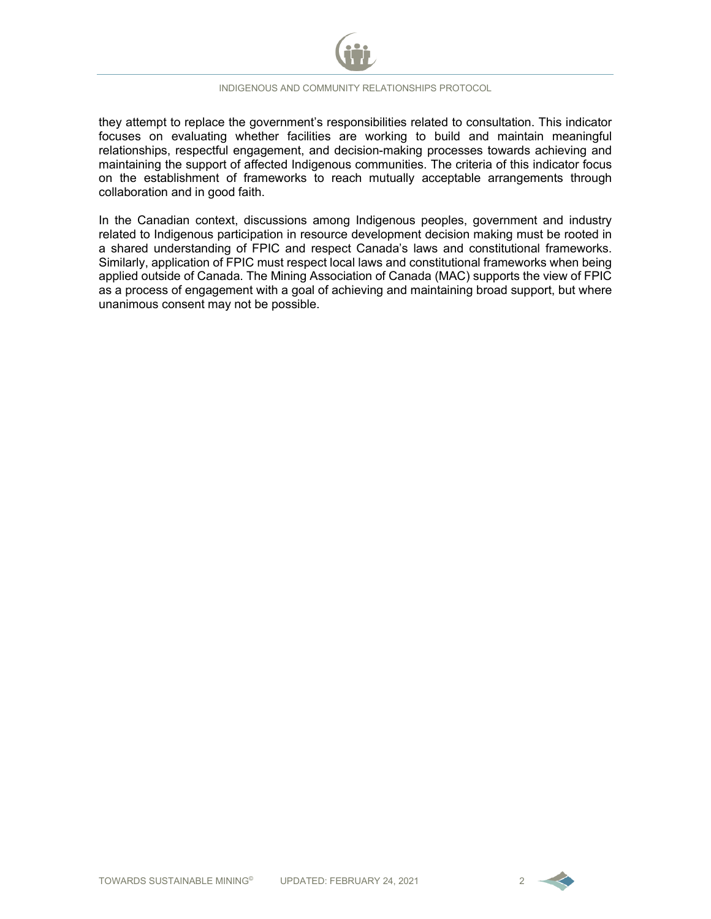they attempt to replace the government's responsibilities related to consultation. This indicator focuses on evaluating whether facilities are working to build and maintain meaningful relationships, respectful engagement, and decision-making processes towards achieving and maintaining the support of affected Indigenous communities. The criteria of this indicator focus on the establishment of frameworks to reach mutually acceptable arrangements through collaboration and in good faith.

In the Canadian context, discussions among Indigenous peoples, government and industry related to Indigenous participation in resource development decision making must be rooted in a shared understanding of FPIC and respect Canada's laws and constitutional frameworks. Similarly, application of FPIC must respect local laws and constitutional frameworks when being applied outside of Canada. The Mining Association of Canada (MAC) supports the view of FPIC as a process of engagement with a goal of achieving and maintaining broad support, but where unanimous consent may not be possible.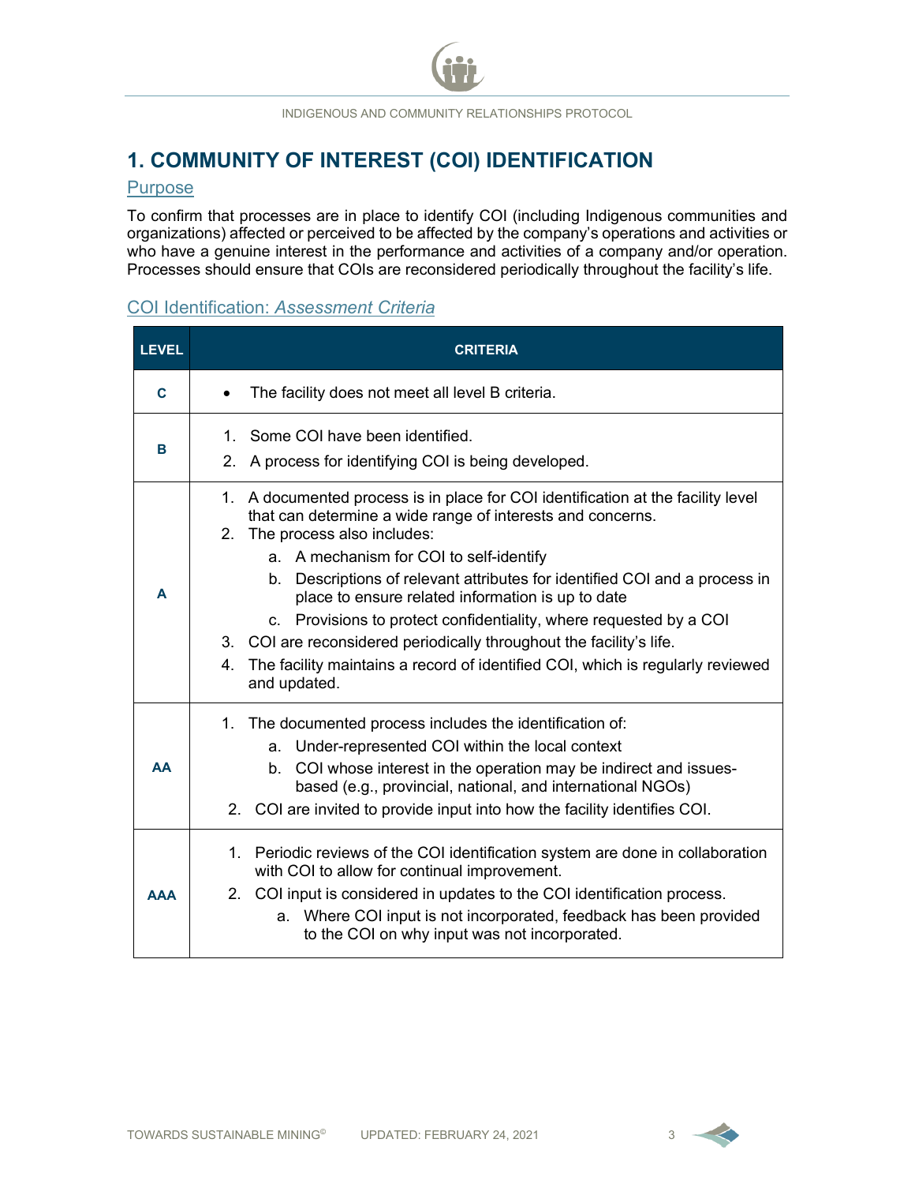# 1. COMMUNITY OF INTEREST (COI) IDENTIFICATION

## Purpose

To confirm that processes are in place to identify COI (including Indigenous communities and organizations) affected or perceived to be affected by the company's operations and activities or who have a genuine interest in the performance and activities of a company and/or operation. Processes should ensure that COIs are reconsidered periodically throughout the facility's life.

## COI Identification: *Assessment Criteria*

| LEVEL | CRITERIA |
|---|---|
| **C** | • The facility does not meet all level B criteria. |
| **B** | 1. Some COI have been identified.<br>2. A process for identifying COI is being developed. |
| **A** | 1. A documented process is in place for COI identification at the facility level that can determine a wide range of interests and concerns.<br>2. The process also includes:<br>a. A mechanism for COI to self-identify<br>b. Descriptions of relevant attributes for identified COI and a process in place to ensure related information is up to date<br>c. Provisions to protect confidentiality, where requested by a COI<br>3. COI are reconsidered periodically throughout the facility's life.<br>4. The facility maintains a record of identified COI, which is regularly reviewed and updated. |
| **AA** | 1. The documented process includes the identification of:<br>a. Under-represented COI within the local context<br>b. COI whose interest in the operation may be indirect and issues-based (e.g., provincial, national, and international NGOs)<br>2. COI are invited to provide input into how the facility identifies COI. |
| **AAA** | 1. Periodic reviews of the COI identification system are done in collaboration with COI to allow for continual improvement.<br>2. COI input is considered in updates to the COI identification process.<br>a. Where COI input is not incorporated, feedback has been provided to the COI on why input was not incorporated. |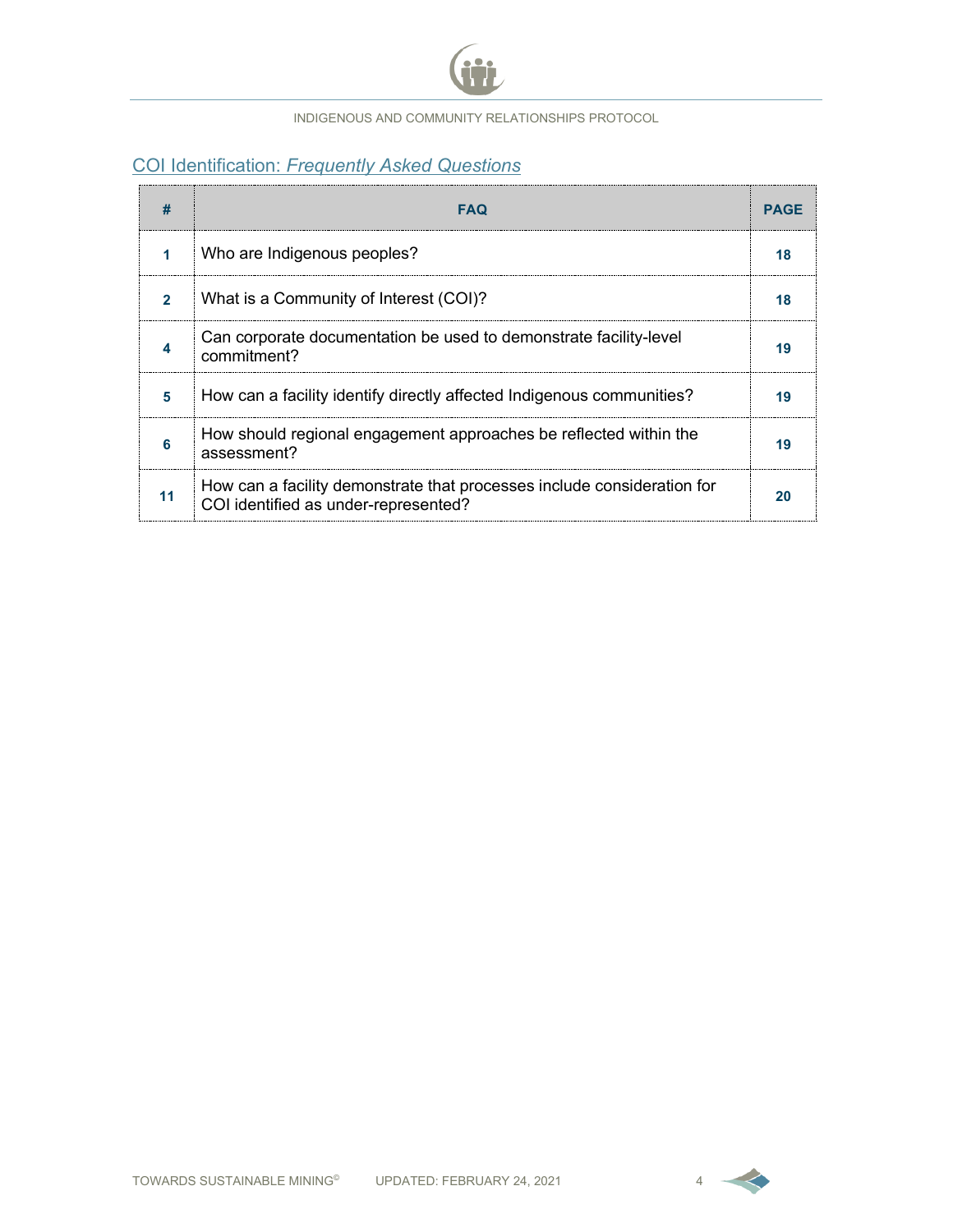## COI Identification: *Frequently Asked Questions*

| # | FAQ | PAGE |
|---|---|---|
| 1 | Who are Indigenous peoples? | 18 |
| 2 | What is a Community of Interest (COI)? | 18 |
| 4 | Can corporate documentation be used to demonstrate facility-level commitment? | 19 |
| 5 | How can a facility identify directly affected Indigenous communities? | 19 |
| 6 | How should regional engagement approaches be reflected within the assessment? | 19 |
| 11 | How can a facility demonstrate that processes include consideration for COI identified as under-represented? | 20 |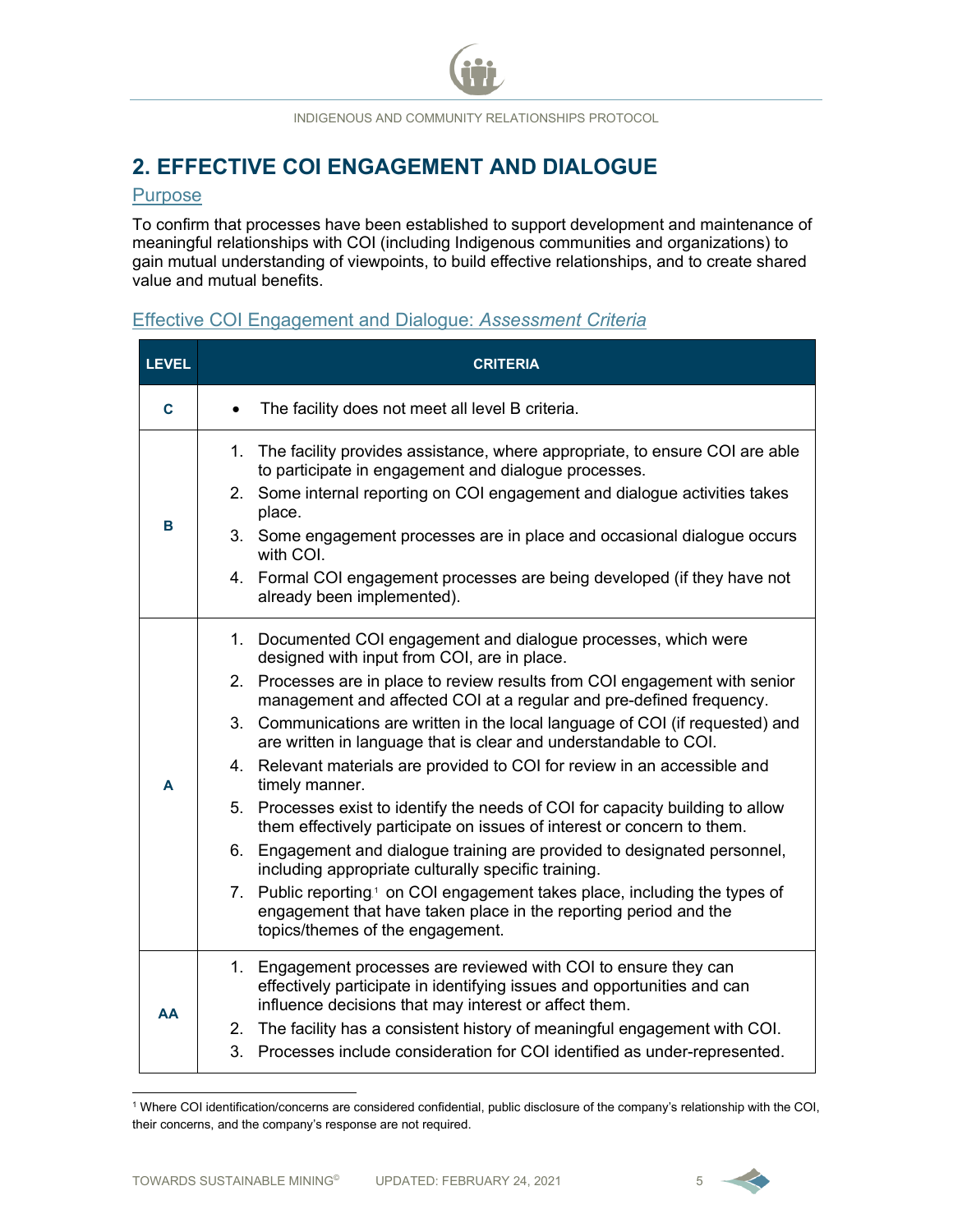## 2. EFFECTIVE COI ENGAGEMENT AND DIALOGUE

### Purpose

To confirm that processes have been established to support development and maintenance of meaningful relationships with COI (including Indigenous communities and organizations) to gain mutual understanding of viewpoints, to build effective relationships, and to create shared value and mutual benefits.

### Effective COI Engagement and Dialogue: *Assessment Criteria*

| LEVEL | CRITERIA |
|---|---|
| **C** | • The facility does not meet all level B criteria. |
| **B** | 1. The facility provides assistance, where appropriate, to ensure COI are able to participate in engagement and dialogue processes.<br>2. Some internal reporting on COI engagement and dialogue activities takes place.<br>3. Some engagement processes are in place and occasional dialogue occurs with COI.<br>4. Formal COI engagement processes are being developed (if they have not already been implemented). |
| **A** | 1. Documented COI engagement and dialogue processes, which were designed with input from COI, are in place.<br>2. Processes are in place to review results from COI engagement with senior management and affected COI at a regular and pre-defined frequency.<br>3. Communications are written in the local language of COI (if requested) and are written in language that is clear and understandable to COI.<br>4. Relevant materials are provided to COI for review in an accessible and timely manner.<br>5. Processes exist to identify the needs of COI for capacity building to allow them effectively participate on issues of interest or concern to them.<br>6. Engagement and dialogue training are provided to designated personnel, including appropriate culturally specific training.<br>7. Public reporting[1] on COI engagement takes place, including the types of engagement that have taken place in the reporting period and the topics/themes of the engagement. |
| **AA** | 1. Engagement processes are reviewed with COI to ensure they can effectively participate in identifying issues and opportunities and can influence decisions that may interest or affect them.<br>2. The facility has a consistent history of meaningful engagement with COI.<br>3. Processes include consideration for COI identified as under-represented. |

[1] Where COI identification/concerns are considered confidential, public disclosure of the company's relationship with the COI, their concerns, and the company's response are not required.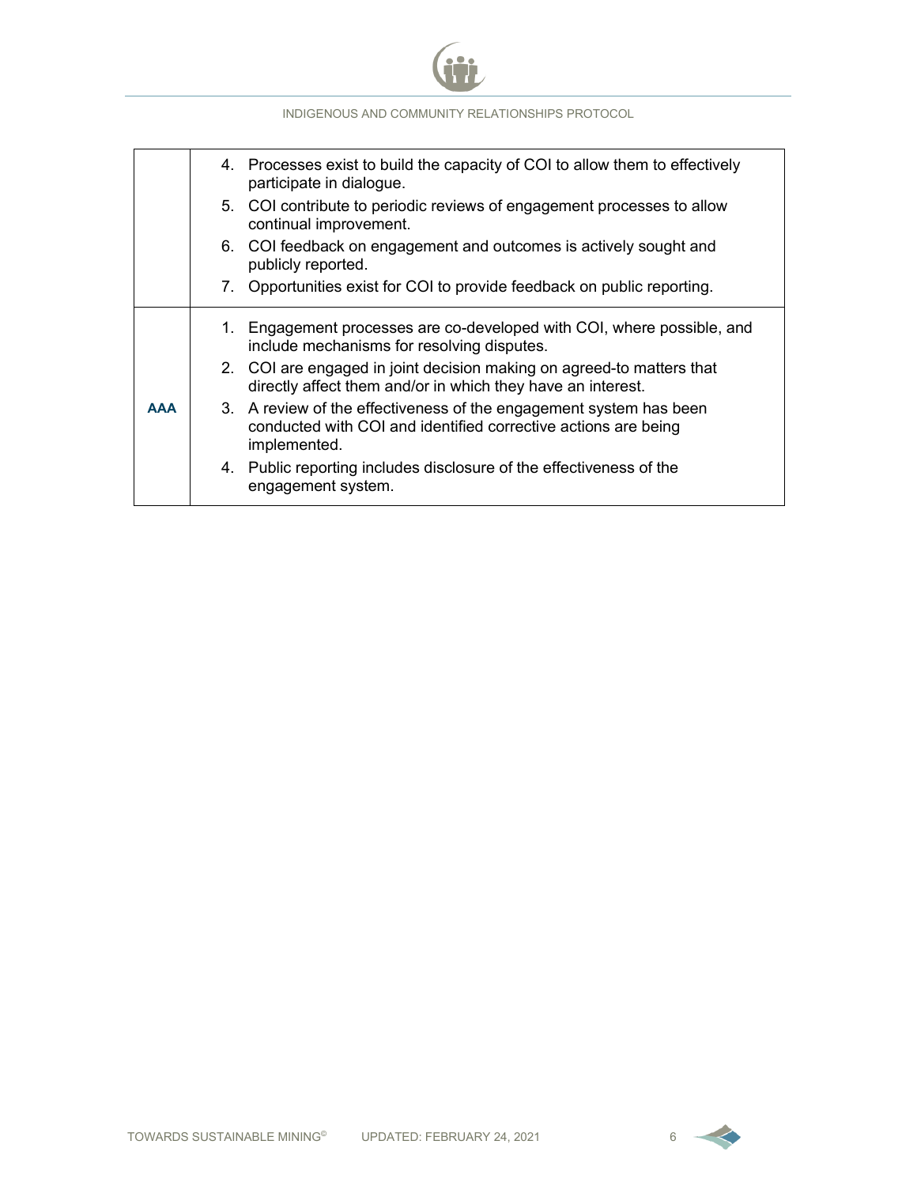| | |
|---|---|
| | 4. Processes exist to build the capacity of COI to allow them to effectively participate in dialogue.<br>5. COI contribute to periodic reviews of engagement processes to allow continual improvement.<br>6. COI feedback on engagement and outcomes is actively sought and publicly reported.<br>7. Opportunities exist for COI to provide feedback on public reporting. |
| **AAA** | 1. Engagement processes are co-developed with COI, where possible, and include mechanisms for resolving disputes.<br>2. COI are engaged in joint decision making on agreed-to matters that directly affect them and/or in which they have an interest.<br>3. A review of the effectiveness of the engagement system has been conducted with COI and identified corrective actions are being implemented.<br>4. Public reporting includes disclosure of the effectiveness of the engagement system. |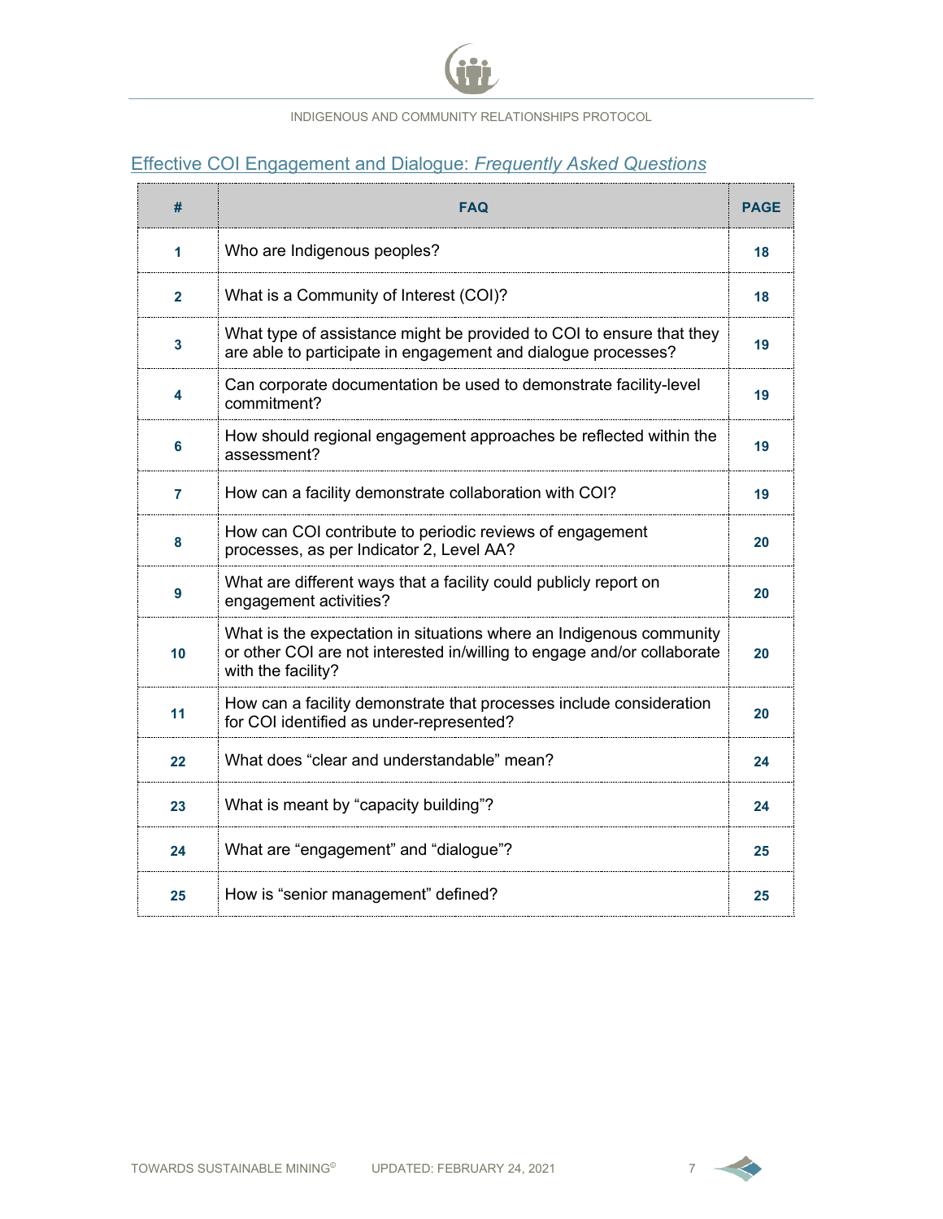## Effective COI Engagement and Dialogue: *Frequently Asked Questions*

| # | FAQ | PAGE |
|---|---|---|
| 1 | Who are Indigenous peoples? | 18 |
| 2 | What is a Community of Interest (COI)? | 18 |
| 3 | What type of assistance might be provided to COI to ensure that they are able to participate in engagement and dialogue processes? | 19 |
| 4 | Can corporate documentation be used to demonstrate facility-level commitment? | 19 |
| 6 | How should regional engagement approaches be reflected within the assessment? | 19 |
| 7 | How can a facility demonstrate collaboration with COI? | 19 |
| 8 | How can COI contribute to periodic reviews of engagement processes, as per Indicator 2, Level AA? | 20 |
| 9 | What are different ways that a facility could publicly report on engagement activities? | 20 |
| 10 | What is the expectation in situations where an Indigenous community or other COI are not interested in/willing to engage and/or collaborate with the facility? | 20 |
| 11 | How can a facility demonstrate that processes include consideration for COI identified as under-represented? | 20 |
| 22 | What does "clear and understandable" mean? | 24 |
| 23 | What is meant by "capacity building"? | 24 |
| 24 | What are "engagement" and "dialogue"? | 25 |
| 25 | How is "senior management" defined? | 25 |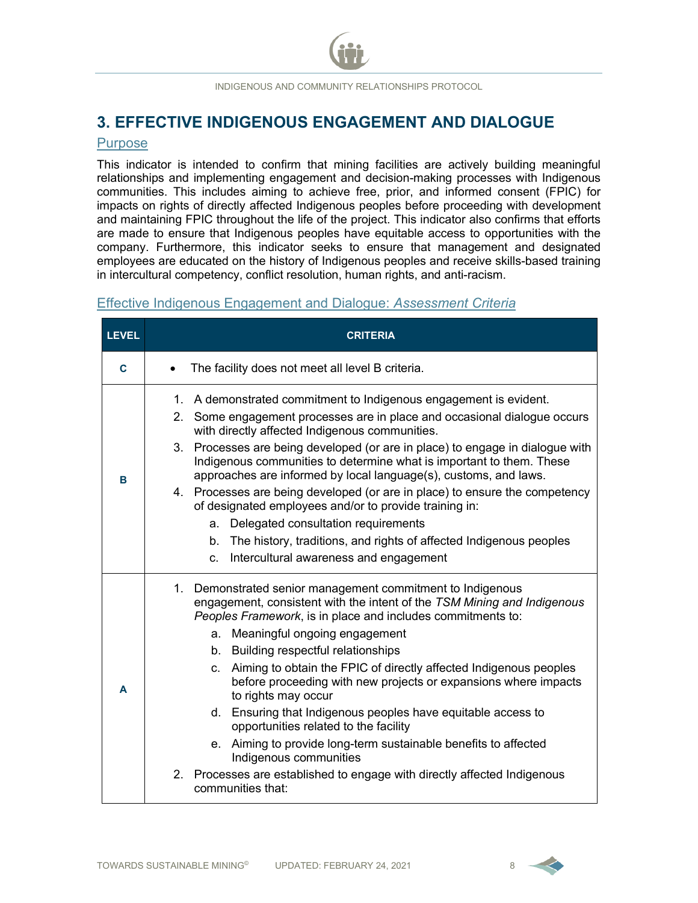# 3. EFFECTIVE INDIGENOUS ENGAGEMENT AND DIALOGUE

## Purpose

This indicator is intended to confirm that mining facilities are actively building meaningful relationships and implementing engagement and decision-making processes with Indigenous communities. This includes aiming to achieve free, prior, and informed consent (FPIC) for impacts on rights of directly affected Indigenous peoples before proceeding with development and maintaining FPIC throughout the life of the project. This indicator also confirms that efforts are made to ensure that Indigenous peoples have equitable access to opportunities with the company. Furthermore, this indicator seeks to ensure that management and designated employees are educated on the history of Indigenous peoples and receive skills-based training in intercultural competency, conflict resolution, human rights, and anti-racism.

## Effective Indigenous Engagement and Dialogue: *Assessment Criteria*

| LEVEL | CRITERIA |
|---|---|
| C | • The facility does not meet all level B criteria. |
| B | 1. A demonstrated commitment to Indigenous engagement is evident.<br>2. Some engagement processes are in place and occasional dialogue occurs with directly affected Indigenous communities.<br>3. Processes are being developed (or are in place) to engage in dialogue with Indigenous communities to determine what is important to them. These approaches are informed by local language(s), customs, and laws.<br>4. Processes are being developed (or are in place) to ensure the competency of designated employees and/or to provide training in:<br>&nbsp;&nbsp;&nbsp;&nbsp;a. Delegated consultation requirements<br>&nbsp;&nbsp;&nbsp;&nbsp;b. The history, traditions, and rights of affected Indigenous peoples<br>&nbsp;&nbsp;&nbsp;&nbsp;c. Intercultural awareness and engagement |
| A | 1. Demonstrated senior management commitment to Indigenous engagement, consistent with the intent of the *TSM Mining and Indigenous Peoples Framework*, is in place and includes commitments to:<br>&nbsp;&nbsp;&nbsp;&nbsp;a. Meaningful ongoing engagement<br>&nbsp;&nbsp;&nbsp;&nbsp;b. Building respectful relationships<br>&nbsp;&nbsp;&nbsp;&nbsp;c. Aiming to obtain the FPIC of directly affected Indigenous peoples before proceeding with new projects or expansions where impacts to rights may occur<br>&nbsp;&nbsp;&nbsp;&nbsp;d. Ensuring that Indigenous peoples have equitable access to opportunities related to the facility<br>&nbsp;&nbsp;&nbsp;&nbsp;e. Aiming to provide long-term sustainable benefits to affected Indigenous communities<br>2. Processes are established to engage with directly affected Indigenous communities that: |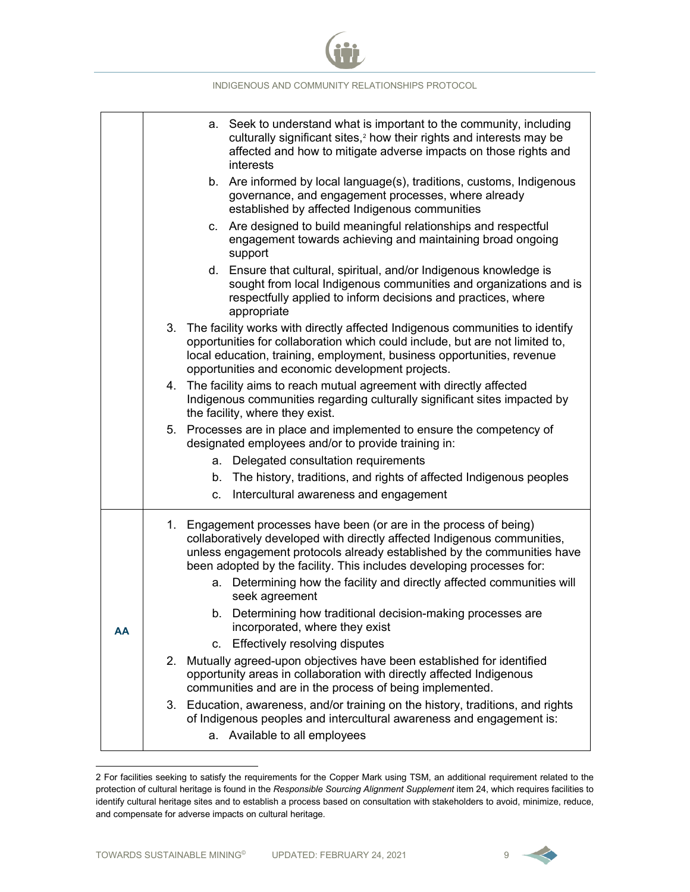| | |
|---|---|
| | a. Seek to understand what is important to the community, including culturally significant sites,[2] how their rights and interests may be affected and how to mitigate adverse impacts on those rights and interests<br>b. Are informed by local language(s), traditions, customs, Indigenous governance, and engagement processes, where already established by affected Indigenous communities<br>c. Are designed to build meaningful relationships and respectful engagement towards achieving and maintaining broad ongoing support<br>d. Ensure that cultural, spiritual, and/or Indigenous knowledge is sought from local Indigenous communities and organizations and is respectfully applied to inform decisions and practices, where appropriate<br>3. The facility works with directly affected Indigenous communities to identify opportunities for collaboration which could include, but are not limited to, local education, training, employment, business opportunities, revenue opportunities and economic development projects.<br>4. The facility aims to reach mutual agreement with directly affected Indigenous communities regarding culturally significant sites impacted by the facility, where they exist.<br>5. Processes are in place and implemented to ensure the competency of designated employees and/or to provide training in:<br>a. Delegated consultation requirements<br>b. The history, traditions, and rights of affected Indigenous peoples<br>c. Intercultural awareness and engagement |
| **AA** | 1. Engagement processes have been (or are in the process of being) collaboratively developed with directly affected Indigenous communities, unless engagement protocols already established by the communities have been adopted by the facility. This includes developing processes for:<br>a. Determining how the facility and directly affected communities will seek agreement<br>b. Determining how traditional decision-making processes are incorporated, where they exist<br>c. Effectively resolving disputes<br>2. Mutually agreed-upon objectives have been established for identified opportunity areas in collaboration with directly affected Indigenous communities and are in the process of being implemented.<br>3. Education, awareness, and/or training on the history, traditions, and rights of Indigenous peoples and intercultural awareness and engagement is:<br>a. Available to all employees |

2 For facilities seeking to satisfy the requirements for the Copper Mark using TSM, an additional requirement related to the protection of cultural heritage is found in the *Responsible Sourcing Alignment Supplement* item 24, which requires facilities to identify cultural heritage sites and to establish a process based on consultation with stakeholders to avoid, minimize, reduce, and compensate for adverse impacts on cultural heritage.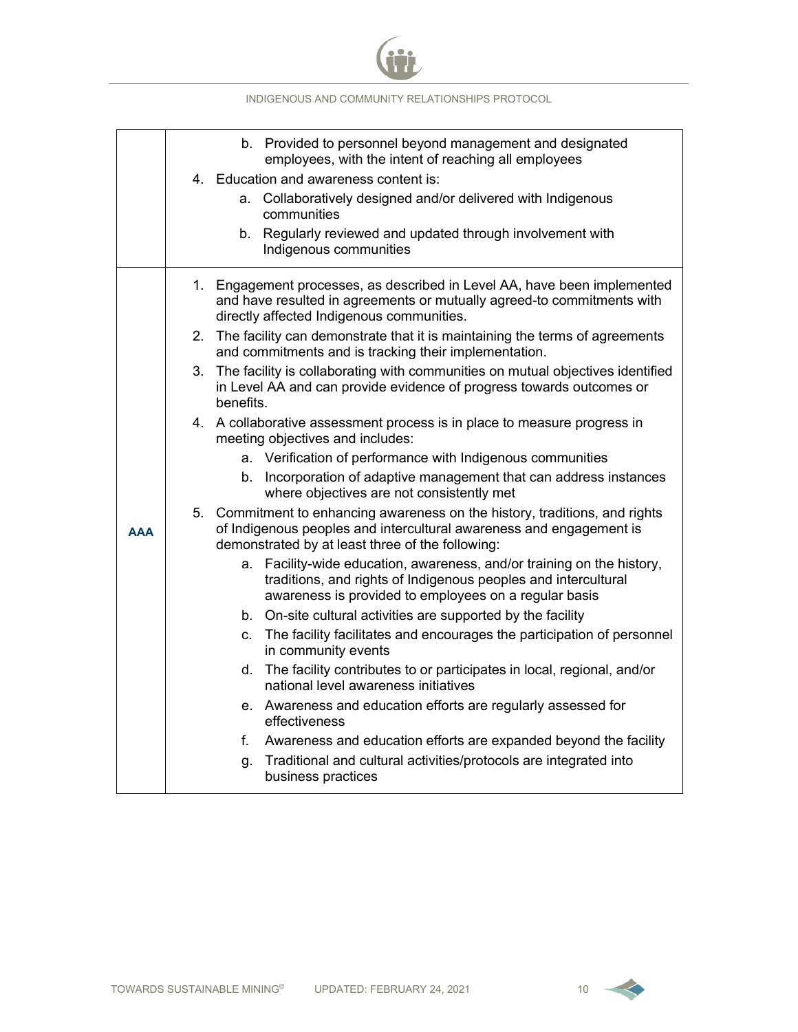| | |
|---|---|
| | b. Provided to personnel beyond management and designated employees, with the intent of reaching all employees<br>4. Education and awareness content is:<br>a. Collaboratively designed and/or delivered with Indigenous communities<br>b. Regularly reviewed and updated through involvement with Indigenous communities |
| **AAA** | 1. Engagement processes, as described in Level AA, have been implemented and have resulted in agreements or mutually agreed-to commitments with directly affected Indigenous communities.<br>2. The facility can demonstrate that it is maintaining the terms of agreements and commitments and is tracking their implementation.<br>3. The facility is collaborating with communities on mutual objectives identified in Level AA and can provide evidence of progress towards outcomes or benefits.<br>4. A collaborative assessment process is in place to measure progress in meeting objectives and includes:<br>a. Verification of performance with Indigenous communities<br>b. Incorporation of adaptive management that can address instances where objectives are not consistently met<br>5. Commitment to enhancing awareness on the history, traditions, and rights of Indigenous peoples and intercultural awareness and engagement is demonstrated by at least three of the following:<br>a. Facility-wide education, awareness, and/or training on the history, traditions, and rights of Indigenous peoples and intercultural awareness is provided to employees on a regular basis<br>b. On-site cultural activities are supported by the facility<br>c. The facility facilitates and encourages the participation of personnel in community events<br>d. The facility contributes to or participates in local, regional, and/or national level awareness initiatives<br>e. Awareness and education efforts are regularly assessed for effectiveness<br>f. Awareness and education efforts are expanded beyond the facility<br>g. Traditional and cultural activities/protocols are integrated into business practices |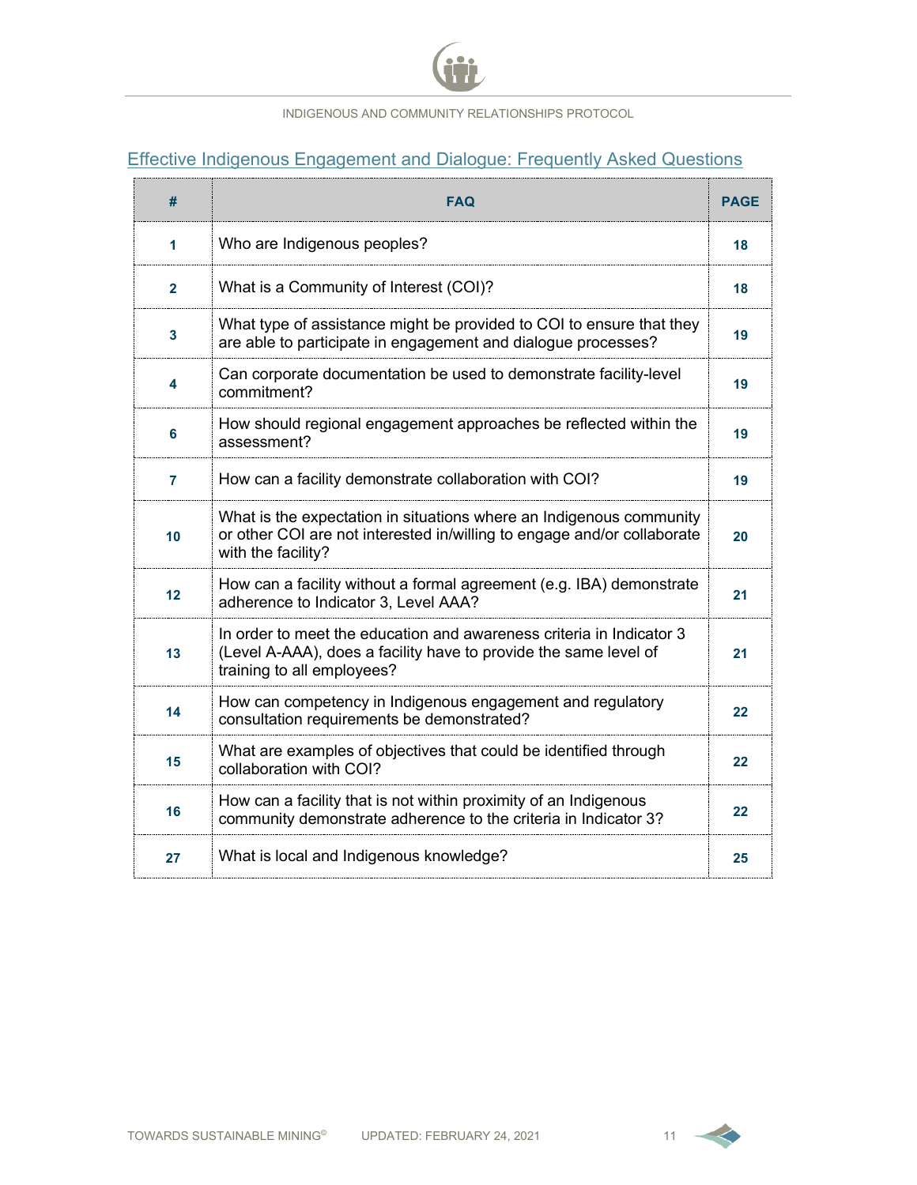## Effective Indigenous Engagement and Dialogue: Frequently Asked Questions

| # | FAQ | PAGE |
|---|---|---|
| 1 | Who are Indigenous peoples? | 18 |
| 2 | What is a Community of Interest (COI)? | 18 |
| 3 | What type of assistance might be provided to COI to ensure that they are able to participate in engagement and dialogue processes? | 19 |
| 4 | Can corporate documentation be used to demonstrate facility-level commitment? | 19 |
| 6 | How should regional engagement approaches be reflected within the assessment? | 19 |
| 7 | How can a facility demonstrate collaboration with COI? | 19 |
| 10 | What is the expectation in situations where an Indigenous community or other COI are not interested in/willing to engage and/or collaborate with the facility? | 20 |
| 12 | How can a facility without a formal agreement (e.g. IBA) demonstrate adherence to Indicator 3, Level AAA? | 21 |
| 13 | In order to meet the education and awareness criteria in Indicator 3 (Level A-AAA), does a facility have to provide the same level of training to all employees? | 21 |
| 14 | How can competency in Indigenous engagement and regulatory consultation requirements be demonstrated? | 22 |
| 15 | What are examples of objectives that could be identified through collaboration with COI? | 22 |
| 16 | How can a facility that is not within proximity of an Indigenous community demonstrate adherence to the criteria in Indicator 3? | 22 |
| 27 | What is local and Indigenous knowledge? | 25 |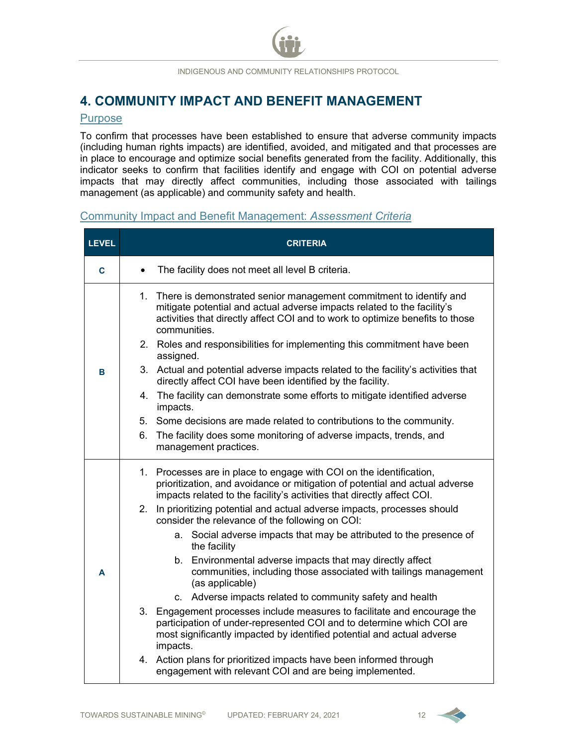## 4. COMMUNITY IMPACT AND BENEFIT MANAGEMENT

### Purpose

To confirm that processes have been established to ensure that adverse community impacts (including human rights impacts) are identified, avoided, and mitigated and that processes are in place to encourage and optimize social benefits generated from the facility. Additionally, this indicator seeks to confirm that facilities identify and engage with COI on potential adverse impacts that may directly affect communities, including those associated with tailings management (as applicable) and community safety and health.

### Community Impact and Benefit Management: *Assessment Criteria*

| LEVEL | CRITERIA |
|---|---|
| C | • The facility does not meet all level B criteria. |
| B | 1. There is demonstrated senior management commitment to identify and mitigate potential and actual adverse impacts related to the facility's activities that directly affect COI and to work to optimize benefits to those communities.<br>2. Roles and responsibilities for implementing this commitment have been assigned.<br>3. Actual and potential adverse impacts related to the facility's activities that directly affect COI have been identified by the facility.<br>4. The facility can demonstrate some efforts to mitigate identified adverse impacts.<br>5. Some decisions are made related to contributions to the community.<br>6. The facility does some monitoring of adverse impacts, trends, and management practices. |
| A | 1. Processes are in place to engage with COI on the identification, prioritization, and avoidance or mitigation of potential and actual adverse impacts related to the facility's activities that directly affect COI.<br>2. In prioritizing potential and actual adverse impacts, processes should consider the relevance of the following on COI:<br>&nbsp;&nbsp;&nbsp;&nbsp;a. Social adverse impacts that may be attributed to the presence of the facility<br>&nbsp;&nbsp;&nbsp;&nbsp;b. Environmental adverse impacts that may directly affect communities, including those associated with tailings management (as applicable)<br>&nbsp;&nbsp;&nbsp;&nbsp;c. Adverse impacts related to community safety and health<br>3. Engagement processes include measures to facilitate and encourage the participation of under-represented COI and to determine which COI are most significantly impacted by identified potential and actual adverse impacts.<br>4. Action plans for prioritized impacts have been informed through engagement with relevant COI and are being implemented. |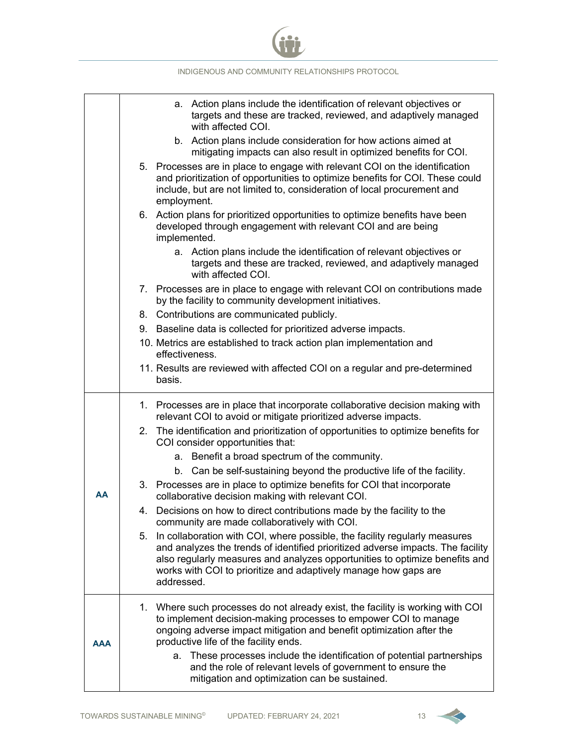| | |
|---|---|
| | a. Action plans include the identification of relevant objectives or targets and these are tracked, reviewed, and adaptively managed with affected COI.<br>b. Action plans include consideration for how actions aimed at mitigating impacts can also result in optimized benefits for COI.<br>5. Processes are in place to engage with relevant COI on the identification and prioritization of opportunities to optimize benefits for COI. These could include, but are not limited to, consideration of local procurement and employment.<br>6. Action plans for prioritized opportunities to optimize benefits have been developed through engagement with relevant COI and are being implemented.<br>a. Action plans include the identification of relevant objectives or targets and these are tracked, reviewed, and adaptively managed with affected COI.<br>7. Processes are in place to engage with relevant COI on contributions made by the facility to community development initiatives.<br>8. Contributions are communicated publicly.<br>9. Baseline data is collected for prioritized adverse impacts.<br>10. Metrics are established to track action plan implementation and effectiveness.<br>11. Results are reviewed with affected COI on a regular and pre-determined basis. |
| **AA** | 1. Processes are in place that incorporate collaborative decision making with relevant COI to avoid or mitigate prioritized adverse impacts.<br>2. The identification and prioritization of opportunities to optimize benefits for COI consider opportunities that:<br>a. Benefit a broad spectrum of the community.<br>b. Can be self-sustaining beyond the productive life of the facility.<br>3. Processes are in place to optimize benefits for COI that incorporate collaborative decision making with relevant COI.<br>4. Decisions on how to direct contributions made by the facility to the community are made collaboratively with COI.<br>5. In collaboration with COI, where possible, the facility regularly measures and analyzes the trends of identified prioritized adverse impacts. The facility also regularly measures and analyzes opportunities to optimize benefits and works with COI to prioritize and adaptively manage how gaps are addressed. |
| **AAA** | 1. Where such processes do not already exist, the facility is working with COI to implement decision-making processes to empower COI to manage ongoing adverse impact mitigation and benefit optimization after the productive life of the facility ends.<br>a. These processes include the identification of potential partnerships and the role of relevant levels of government to ensure the mitigation and optimization can be sustained. |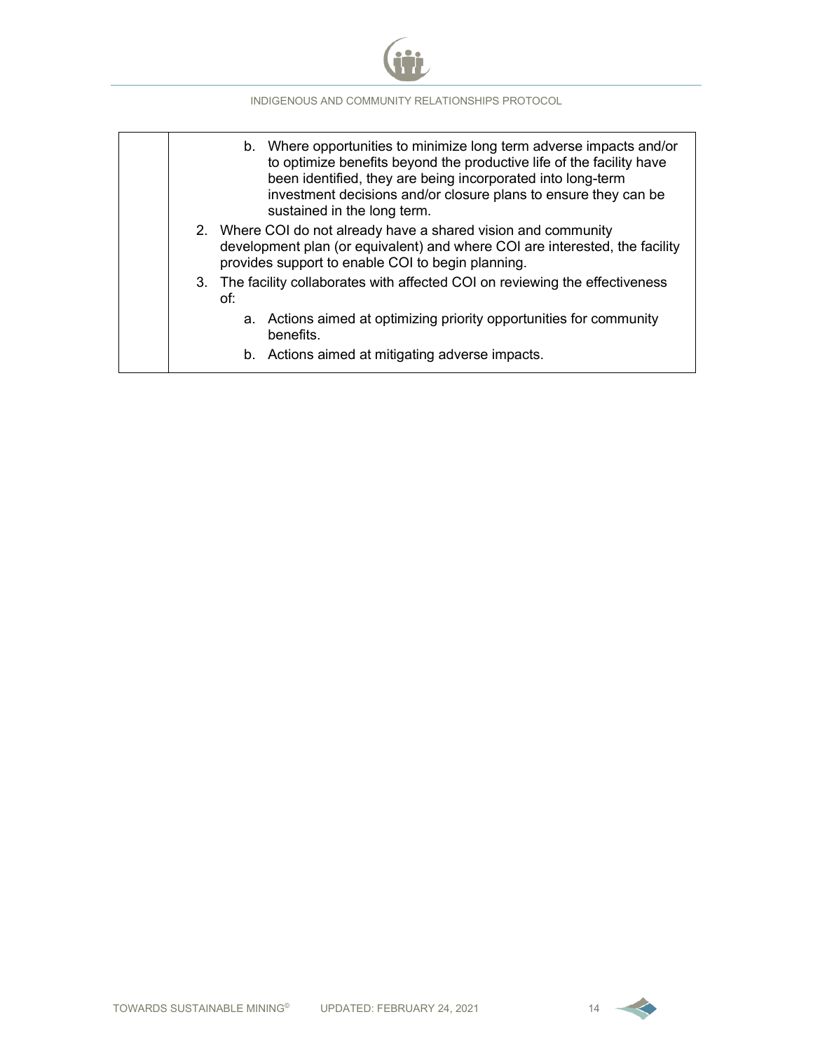| | |
|---|---|
| | b. Where opportunities to minimize long term adverse impacts and/or to optimize benefits beyond the productive life of the facility have been identified, they are being incorporated into long-term investment decisions and/or closure plans to ensure they can be sustained in the long term.<br>2. Where COI do not already have a shared vision and community development plan (or equivalent) and where COI are interested, the facility provides support to enable COI to begin planning.<br>3. The facility collaborates with affected COI on reviewing the effectiveness of:<br>a. Actions aimed at optimizing priority opportunities for community benefits.<br>b. Actions aimed at mitigating adverse impacts. |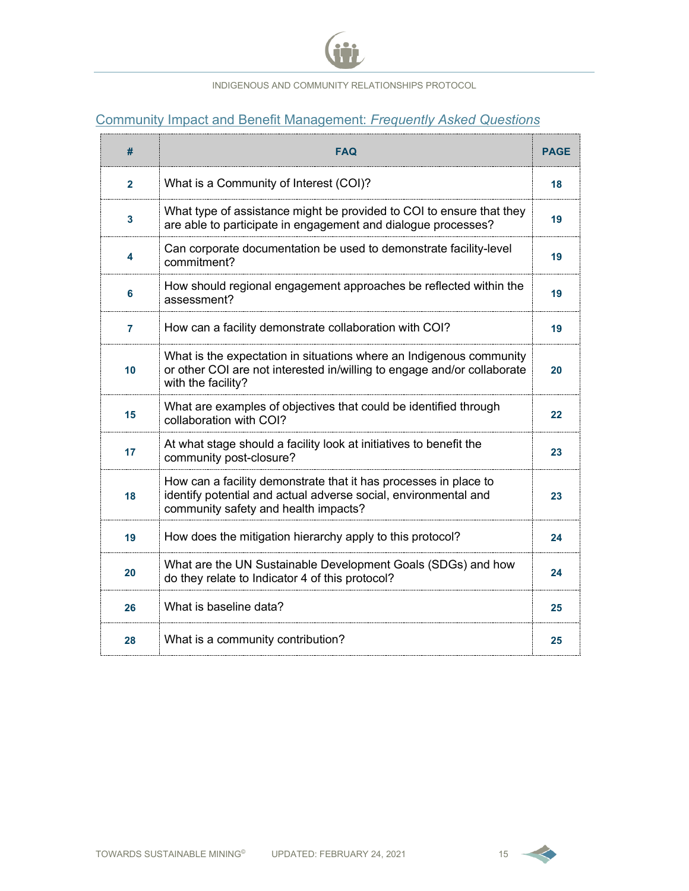## Community Impact and Benefit Management: *Frequently Asked Questions*

| # | FAQ | PAGE |
|---|---|---|
| 2 | What is a Community of Interest (COI)? | 18 |
| 3 | What type of assistance might be provided to COI to ensure that they are able to participate in engagement and dialogue processes? | 19 |
| 4 | Can corporate documentation be used to demonstrate facility-level commitment? | 19 |
| 6 | How should regional engagement approaches be reflected within the assessment? | 19 |
| 7 | How can a facility demonstrate collaboration with COI? | 19 |
| 10 | What is the expectation in situations where an Indigenous community or other COI are not interested in/willing to engage and/or collaborate with the facility? | 20 |
| 15 | What are examples of objectives that could be identified through collaboration with COI? | 22 |
| 17 | At what stage should a facility look at initiatives to benefit the community post-closure? | 23 |
| 18 | How can a facility demonstrate that it has processes in place to identify potential and actual adverse social, environmental and community safety and health impacts? | 23 |
| 19 | How does the mitigation hierarchy apply to this protocol? | 24 |
| 20 | What are the UN Sustainable Development Goals (SDGs) and how do they relate to Indicator 4 of this protocol? | 24 |
| 26 | What is baseline data? | 25 |
| 28 | What is a community contribution? | 25 |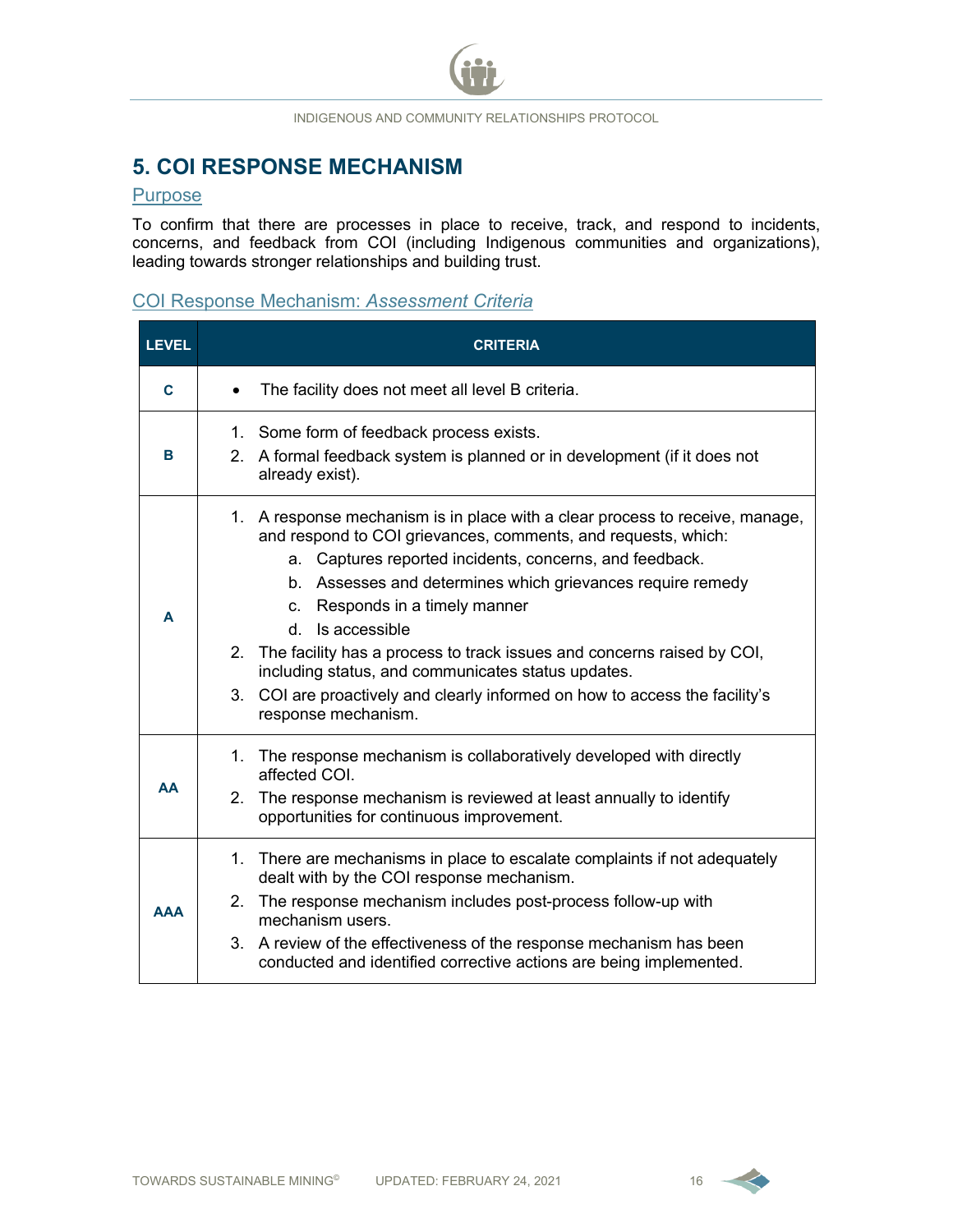## 5. COI RESPONSE MECHANISM

### Purpose

To confirm that there are processes in place to receive, track, and respond to incidents, concerns, and feedback from COI (including Indigenous communities and organizations), leading towards stronger relationships and building trust.

### COI Response Mechanism: *Assessment Criteria*

| LEVEL | CRITERIA |
|---|---|
| **C** | • The facility does not meet all level B criteria. |
| **B** | 1. Some form of feedback process exists.<br>2. A formal feedback system is planned or in development (if it does not already exist). |
| **A** | 1. A response mechanism is in place with a clear process to receive, manage, and respond to COI grievances, comments, and requests, which:<br>a. Captures reported incidents, concerns, and feedback.<br>b. Assesses and determines which grievances require remedy<br>c. Responds in a timely manner<br>d. Is accessible<br>2. The facility has a process to track issues and concerns raised by COI, including status, and communicates status updates.<br>3. COI are proactively and clearly informed on how to access the facility's response mechanism. |
| **AA** | 1. The response mechanism is collaboratively developed with directly affected COI.<br>2. The response mechanism is reviewed at least annually to identify opportunities for continuous improvement. |
| **AAA** | 1. There are mechanisms in place to escalate complaints if not adequately dealt with by the COI response mechanism.<br>2. The response mechanism includes post-process follow-up with mechanism users.<br>3. A review of the effectiveness of the response mechanism has been conducted and identified corrective actions are being implemented. |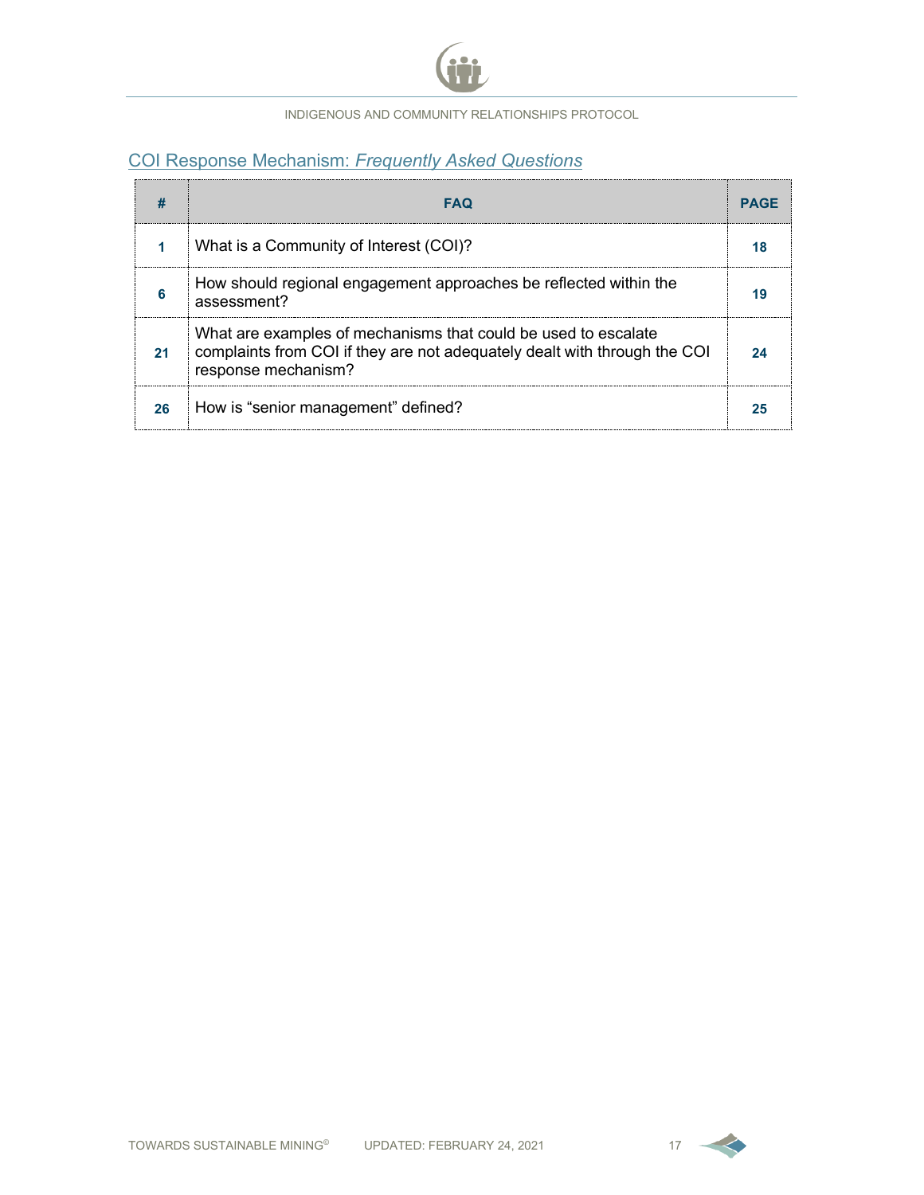## COI Response Mechanism: *Frequently Asked Questions*

| # | FAQ | PAGE |
|---|---|---|
| 1 | What is a Community of Interest (COI)? | 18 |
| 6 | How should regional engagement approaches be reflected within the assessment? | 19 |
| 21 | What are examples of mechanisms that could be used to escalate complaints from COI if they are not adequately dealt with through the COI response mechanism? | 24 |
| 26 | How is “senior management” defined? | 25 |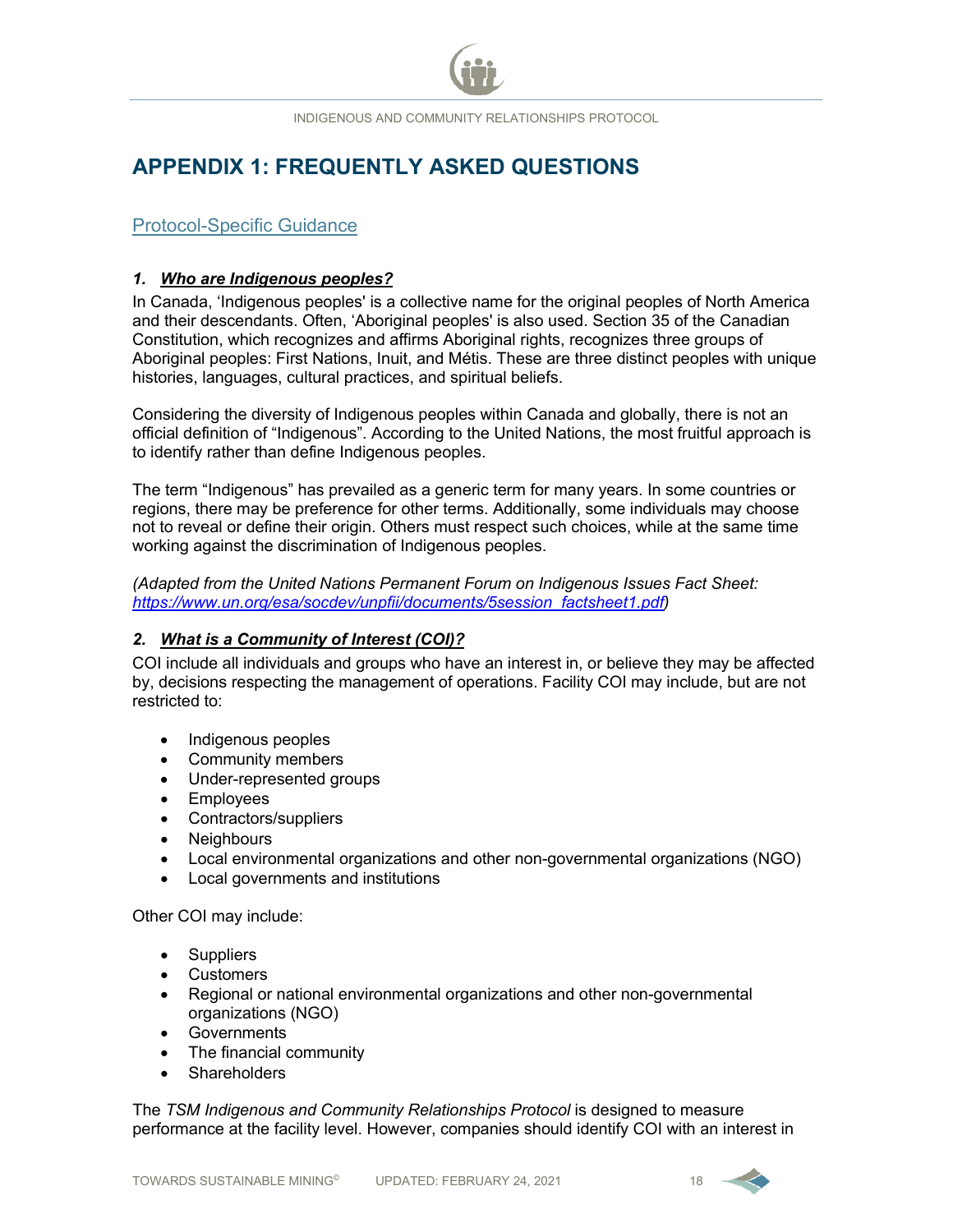# APPENDIX 1: FREQUENTLY ASKED QUESTIONS

## Protocol-Specific Guidance

### 1. *Who are Indigenous peoples?*

In Canada, 'Indigenous peoples' is a collective name for the original peoples of North America and their descendants. Often, 'Aboriginal peoples' is also used. Section 35 of the Canadian Constitution, which recognizes and affirms Aboriginal rights, recognizes three groups of Aboriginal peoples: First Nations, Inuit, and Métis. These are three distinct peoples with unique histories, languages, cultural practices, and spiritual beliefs.

Considering the diversity of Indigenous peoples within Canada and globally, there is not an official definition of "Indigenous". According to the United Nations, the most fruitful approach is to identify rather than define Indigenous peoples.

The term "Indigenous" has prevailed as a generic term for many years. In some countries or regions, there may be preference for other terms. Additionally, some individuals may choose not to reveal or define their origin. Others must respect such choices, while at the same time working against the discrimination of Indigenous peoples.

*(Adapted from the United Nations Permanent Forum on Indigenous Issues Fact Sheet: https://www.un.org/esa/socdev/unpfii/documents/5session_factsheet1.pdf)*

### 2. *What is a Community of Interest (COI)?*

COI include all individuals and groups who have an interest in, or believe they may be affected by, decisions respecting the management of operations. Facility COI may include, but are not restricted to:

- Indigenous peoples
- Community members
- Under-represented groups
- Employees
- Contractors/suppliers
- Neighbours
- Local environmental organizations and other non-governmental organizations (NGO)
- Local governments and institutions

Other COI may include:

- Suppliers
- Customers
- Regional or national environmental organizations and other non-governmental organizations (NGO)
- Governments
- The financial community
- Shareholders

The *TSM Indigenous and Community Relationships Protocol* is designed to measure performance at the facility level. However, companies should identify COI with an interest in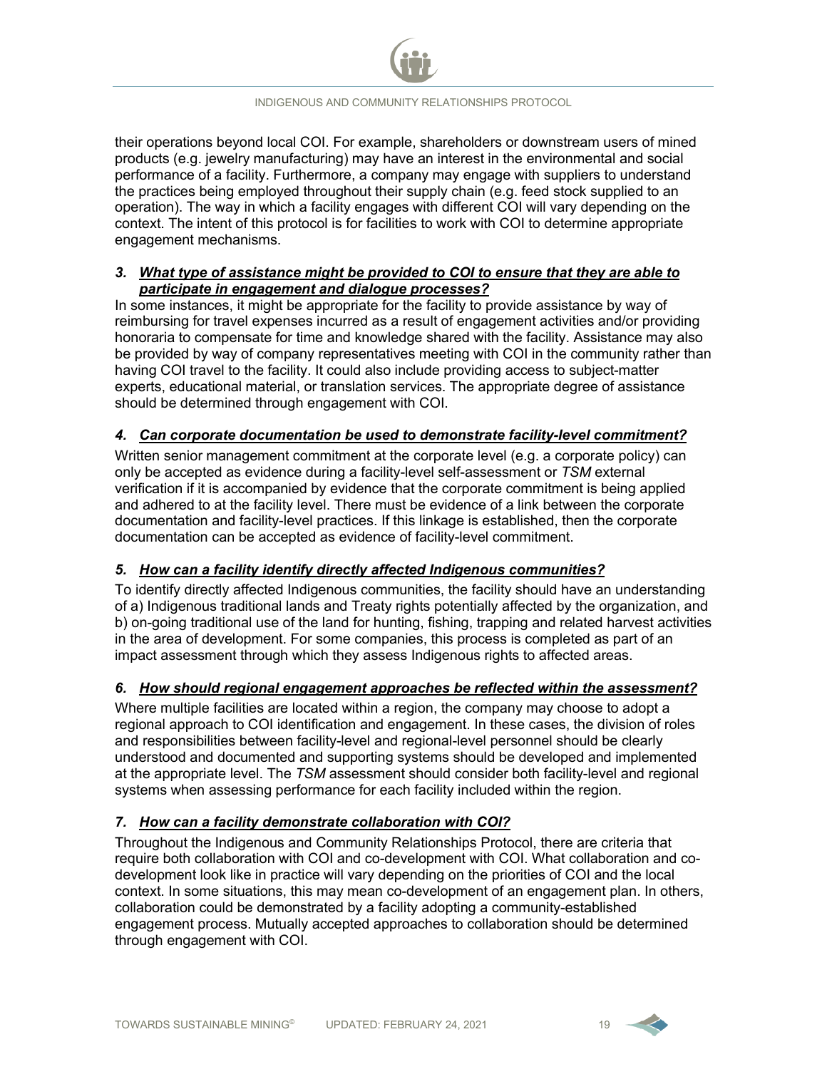their operations beyond local COI. For example, shareholders or downstream users of mined products (e.g. jewelry manufacturing) may have an interest in the environmental and social performance of a facility. Furthermore, a company may engage with suppliers to understand the practices being employed throughout their supply chain (e.g. feed stock supplied to an operation). The way in which a facility engages with different COI will vary depending on the context. The intent of this protocol is for facilities to work with COI to determine appropriate engagement mechanisms.

### *3. What type of assistance might be provided to COI to ensure that they are able to participate in engagement and dialogue processes?*

In some instances, it might be appropriate for the facility to provide assistance by way of reimbursing for travel expenses incurred as a result of engagement activities and/or providing honoraria to compensate for time and knowledge shared with the facility. Assistance may also be provided by way of company representatives meeting with COI in the community rather than having COI travel to the facility. It could also include providing access to subject-matter experts, educational material, or translation services. The appropriate degree of assistance should be determined through engagement with COI.

### *4. Can corporate documentation be used to demonstrate facility-level commitment?*

Written senior management commitment at the corporate level (e.g. a corporate policy) can only be accepted as evidence during a facility-level self-assessment or *TSM* external verification if it is accompanied by evidence that the corporate commitment is being applied and adhered to at the facility level. There must be evidence of a link between the corporate documentation and facility-level practices. If this linkage is established, then the corporate documentation can be accepted as evidence of facility-level commitment.

### *5. How can a facility identify directly affected Indigenous communities?*

To identify directly affected Indigenous communities, the facility should have an understanding of a) Indigenous traditional lands and Treaty rights potentially affected by the organization, and b) on-going traditional use of the land for hunting, fishing, trapping and related harvest activities in the area of development. For some companies, this process is completed as part of an impact assessment through which they assess Indigenous rights to affected areas.

### *6. How should regional engagement approaches be reflected within the assessment?*

Where multiple facilities are located within a region, the company may choose to adopt a regional approach to COI identification and engagement. In these cases, the division of roles and responsibilities between facility-level and regional-level personnel should be clearly understood and documented and supporting systems should be developed and implemented at the appropriate level. The *TSM* assessment should consider both facility-level and regional systems when assessing performance for each facility included within the region.

### *7. How can a facility demonstrate collaboration with COI?*

Throughout the Indigenous and Community Relationships Protocol, there are criteria that require both collaboration with COI and co-development with COI. What collaboration and co-development look like in practice will vary depending on the priorities of COI and the local context. In some situations, this may mean co-development of an engagement plan. In others, collaboration could be demonstrated by a facility adopting a community-established engagement process. Mutually accepted approaches to collaboration should be determined through engagement with COI.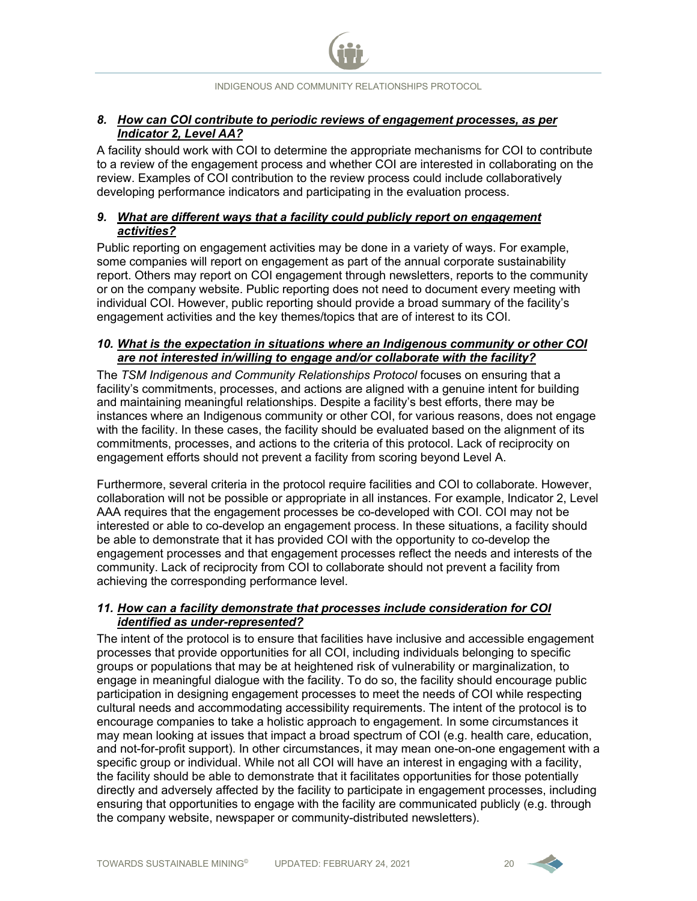### 8. *How can COI contribute to periodic reviews of engagement processes, as per Indicator 2, Level AA?*

A facility should work with COI to determine the appropriate mechanisms for COI to contribute to a review of the engagement process and whether COI are interested in collaborating on the review. Examples of COI contribution to the review process could include collaboratively developing performance indicators and participating in the evaluation process.

### 9. *What are different ways that a facility could publicly report on engagement activities?*

Public reporting on engagement activities may be done in a variety of ways. For example, some companies will report on engagement as part of the annual corporate sustainability report. Others may report on COI engagement through newsletters, reports to the community or on the company website. Public reporting does not need to document every meeting with individual COI. However, public reporting should provide a broad summary of the facility's engagement activities and the key themes/topics that are of interest to its COI.

### 10. *What is the expectation in situations where an Indigenous community or other COI are not interested in/willing to engage and/or collaborate with the facility?*

The *TSM Indigenous and Community Relationships Protocol* focuses on ensuring that a facility's commitments, processes, and actions are aligned with a genuine intent for building and maintaining meaningful relationships. Despite a facility's best efforts, there may be instances where an Indigenous community or other COI, for various reasons, does not engage with the facility. In these cases, the facility should be evaluated based on the alignment of its commitments, processes, and actions to the criteria of this protocol. Lack of reciprocity on engagement efforts should not prevent a facility from scoring beyond Level A.

Furthermore, several criteria in the protocol require facilities and COI to collaborate. However, collaboration will not be possible or appropriate in all instances. For example, Indicator 2, Level AAA requires that the engagement processes be co-developed with COI. COI may not be interested or able to co-develop an engagement process. In these situations, a facility should be able to demonstrate that it has provided COI with the opportunity to co-develop the engagement processes and that engagement processes reflect the needs and interests of the community. Lack of reciprocity from COI to collaborate should not prevent a facility from achieving the corresponding performance level.

### 11. *How can a facility demonstrate that processes include consideration for COI identified as under-represented?*

The intent of the protocol is to ensure that facilities have inclusive and accessible engagement processes that provide opportunities for all COI, including individuals belonging to specific groups or populations that may be at heightened risk of vulnerability or marginalization, to engage in meaningful dialogue with the facility. To do so, the facility should encourage public participation in designing engagement processes to meet the needs of COI while respecting cultural needs and accommodating accessibility requirements. The intent of the protocol is to encourage companies to take a holistic approach to engagement. In some circumstances it may mean looking at issues that impact a broad spectrum of COI (e.g. health care, education, and not-for-profit support). In other circumstances, it may mean one-on-one engagement with a specific group or individual. While not all COI will have an interest in engaging with a facility, the facility should be able to demonstrate that it facilitates opportunities for those potentially directly and adversely affected by the facility to participate in engagement processes, including ensuring that opportunities to engage with the facility are communicated publicly (e.g. through the company website, newspaper or community-distributed newsletters).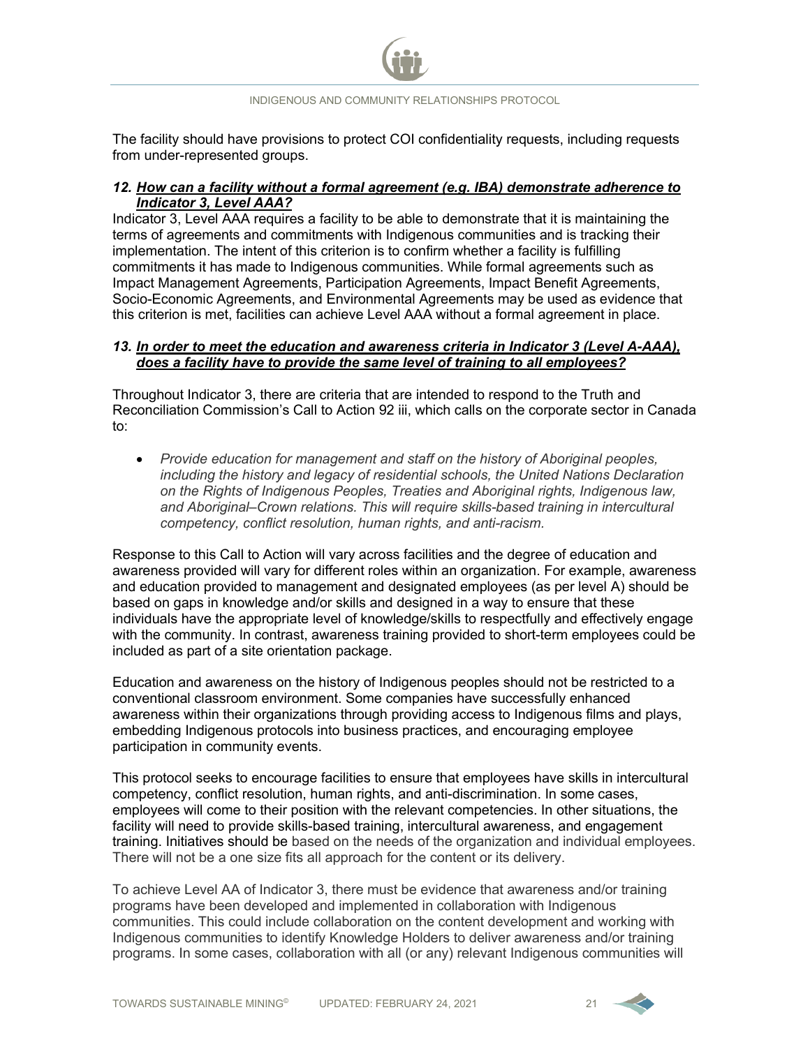The facility should have provisions to protect COI confidentiality requests, including requests from under-represented groups.

### *12. How can a facility without a formal agreement (e.g. IBA) demonstrate adherence to Indicator 3, Level AAA?*

Indicator 3, Level AAA requires a facility to be able to demonstrate that it is maintaining the terms of agreements and commitments with Indigenous communities and is tracking their implementation. The intent of this criterion is to confirm whether a facility is fulfilling commitments it has made to Indigenous communities. While formal agreements such as Impact Management Agreements, Participation Agreements, Impact Benefit Agreements, Socio-Economic Agreements, and Environmental Agreements may be used as evidence that this criterion is met, facilities can achieve Level AAA without a formal agreement in place.

### *13. In order to meet the education and awareness criteria in Indicator 3 (Level A-AAA), does a facility have to provide the same level of training to all employees?*

Throughout Indicator 3, there are criteria that are intended to respond to the Truth and Reconciliation Commission's Call to Action 92 iii, which calls on the corporate sector in Canada to:

- *Provide education for management and staff on the history of Aboriginal peoples, including the history and legacy of residential schools, the United Nations Declaration on the Rights of Indigenous Peoples, Treaties and Aboriginal rights, Indigenous law, and Aboriginal–Crown relations. This will require skills-based training in intercultural competency, conflict resolution, human rights, and anti-racism.*

Response to this Call to Action will vary across facilities and the degree of education and awareness provided will vary for different roles within an organization. For example, awareness and education provided to management and designated employees (as per level A) should be based on gaps in knowledge and/or skills and designed in a way to ensure that these individuals have the appropriate level of knowledge/skills to respectfully and effectively engage with the community. In contrast, awareness training provided to short-term employees could be included as part of a site orientation package.

Education and awareness on the history of Indigenous peoples should not be restricted to a conventional classroom environment. Some companies have successfully enhanced awareness within their organizations through providing access to Indigenous films and plays, embedding Indigenous protocols into business practices, and encouraging employee participation in community events.

This protocol seeks to encourage facilities to ensure that employees have skills in intercultural competency, conflict resolution, human rights, and anti-discrimination. In some cases, employees will come to their position with the relevant competencies. In other situations, the facility will need to provide skills-based training, intercultural awareness, and engagement training. Initiatives should be based on the needs of the organization and individual employees. There will not be a one size fits all approach for the content or its delivery.

To achieve Level AA of Indicator 3, there must be evidence that awareness and/or training programs have been developed and implemented in collaboration with Indigenous communities. This could include collaboration on the content development and working with Indigenous communities to identify Knowledge Holders to deliver awareness and/or training programs. In some cases, collaboration with all (or any) relevant Indigenous communities will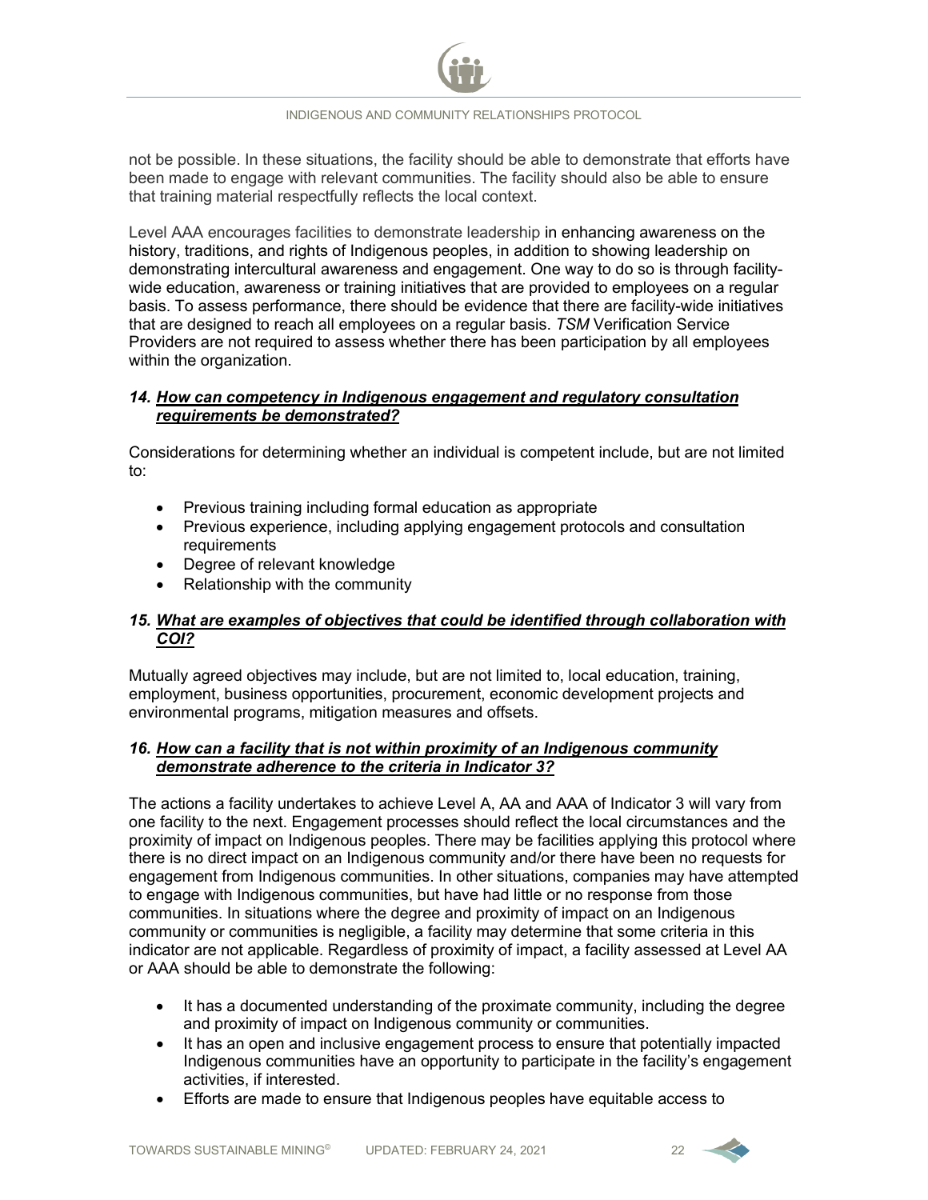not be possible. In these situations, the facility should be able to demonstrate that efforts have been made to engage with relevant communities. The facility should also be able to ensure that training material respectfully reflects the local context.

Level AAA encourages facilities to demonstrate leadership in enhancing awareness on the history, traditions, and rights of Indigenous peoples, in addition to showing leadership on demonstrating intercultural awareness and engagement. One way to do so is through facility-wide education, awareness or training initiatives that are provided to employees on a regular basis. To assess performance, there should be evidence that there are facility-wide initiatives that are designed to reach all employees on a regular basis. *TSM* Verification Service Providers are not required to assess whether there has been participation by all employees within the organization.

### *14. How can competency in Indigenous engagement and regulatory consultation requirements be demonstrated?*

Considerations for determining whether an individual is competent include, but are not limited to:

- Previous training including formal education as appropriate
- Previous experience, including applying engagement protocols and consultation requirements
- Degree of relevant knowledge
- Relationship with the community

### *15. What are examples of objectives that could be identified through collaboration with COI?*

Mutually agreed objectives may include, but are not limited to, local education, training, employment, business opportunities, procurement, economic development projects and environmental programs, mitigation measures and offsets.

### *16. How can a facility that is not within proximity of an Indigenous community demonstrate adherence to the criteria in Indicator 3?*

The actions a facility undertakes to achieve Level A, AA and AAA of Indicator 3 will vary from one facility to the next. Engagement processes should reflect the local circumstances and the proximity of impact on Indigenous peoples. There may be facilities applying this protocol where there is no direct impact on an Indigenous community and/or there have been no requests for engagement from Indigenous communities. In other situations, companies may have attempted to engage with Indigenous communities, but have had little or no response from those communities. In situations where the degree and proximity of impact on an Indigenous community or communities is negligible, a facility may determine that some criteria in this indicator are not applicable. Regardless of proximity of impact, a facility assessed at Level AA or AAA should be able to demonstrate the following:

- It has a documented understanding of the proximate community, including the degree and proximity of impact on Indigenous community or communities.
- It has an open and inclusive engagement process to ensure that potentially impacted Indigenous communities have an opportunity to participate in the facility's engagement activities, if interested.
- Efforts are made to ensure that Indigenous peoples have equitable access to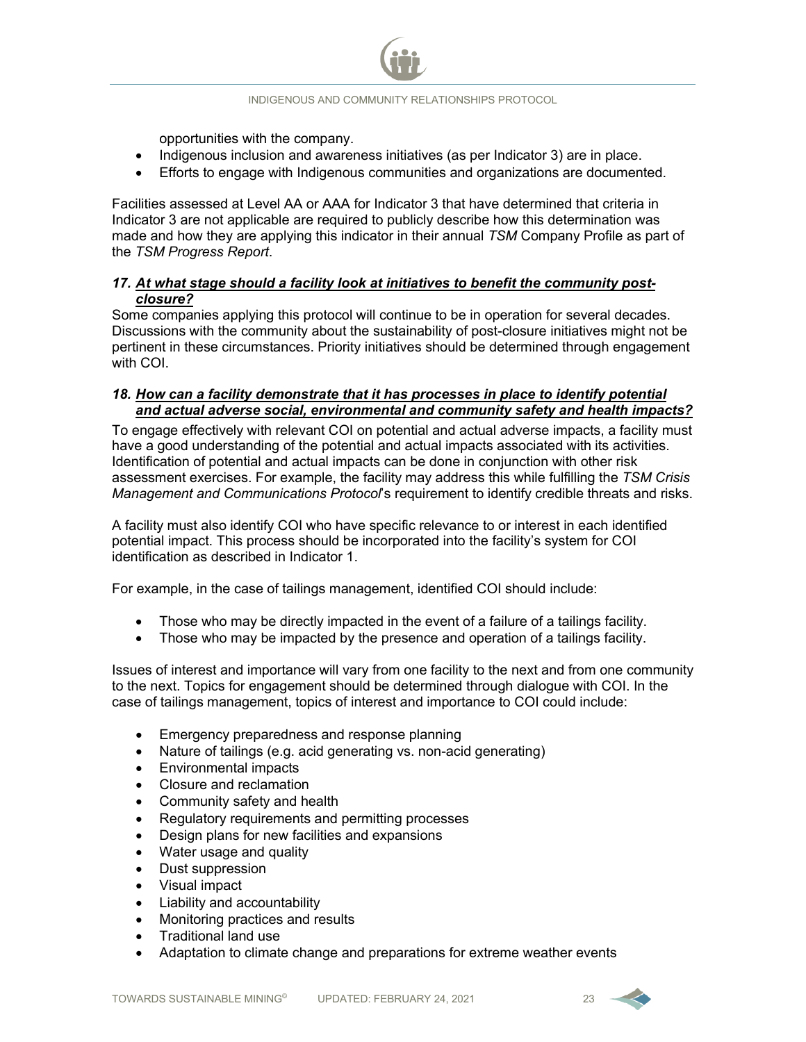opportunities with the company.

- Indigenous inclusion and awareness initiatives (as per Indicator 3) are in place.
- Efforts to engage with Indigenous communities and organizations are documented.

Facilities assessed at Level AA or AAA for Indicator 3 that have determined that criteria in Indicator 3 are not applicable are required to publicly describe how this determination was made and how they are applying this indicator in their annual *TSM* Company Profile as part of the *TSM Progress Report*.

### *17. At what stage should a facility look at initiatives to benefit the community post-closure?*

Some companies applying this protocol will continue to be in operation for several decades. Discussions with the community about the sustainability of post-closure initiatives might not be pertinent in these circumstances. Priority initiatives should be determined through engagement with COI.

### *18. How can a facility demonstrate that it has processes in place to identify potential and actual adverse social, environmental and community safety and health impacts?*

To engage effectively with relevant COI on potential and actual adverse impacts, a facility must have a good understanding of the potential and actual impacts associated with its activities. Identification of potential and actual impacts can be done in conjunction with other risk assessment exercises. For example, the facility may address this while fulfilling the *TSM Crisis Management and Communications Protocol*'s requirement to identify credible threats and risks.

A facility must also identify COI who have specific relevance to or interest in each identified potential impact. This process should be incorporated into the facility's system for COI identification as described in Indicator 1.

For example, in the case of tailings management, identified COI should include:

- Those who may be directly impacted in the event of a failure of a tailings facility.
- Those who may be impacted by the presence and operation of a tailings facility.

Issues of interest and importance will vary from one facility to the next and from one community to the next. Topics for engagement should be determined through dialogue with COI. In the case of tailings management, topics of interest and importance to COI could include:

- Emergency preparedness and response planning
- Nature of tailings (e.g. acid generating vs. non-acid generating)
- Environmental impacts
- Closure and reclamation
- Community safety and health
- Regulatory requirements and permitting processes
- Design plans for new facilities and expansions
- Water usage and quality
- Dust suppression
- Visual impact
- Liability and accountability
- Monitoring practices and results
- Traditional land use
- Adaptation to climate change and preparations for extreme weather events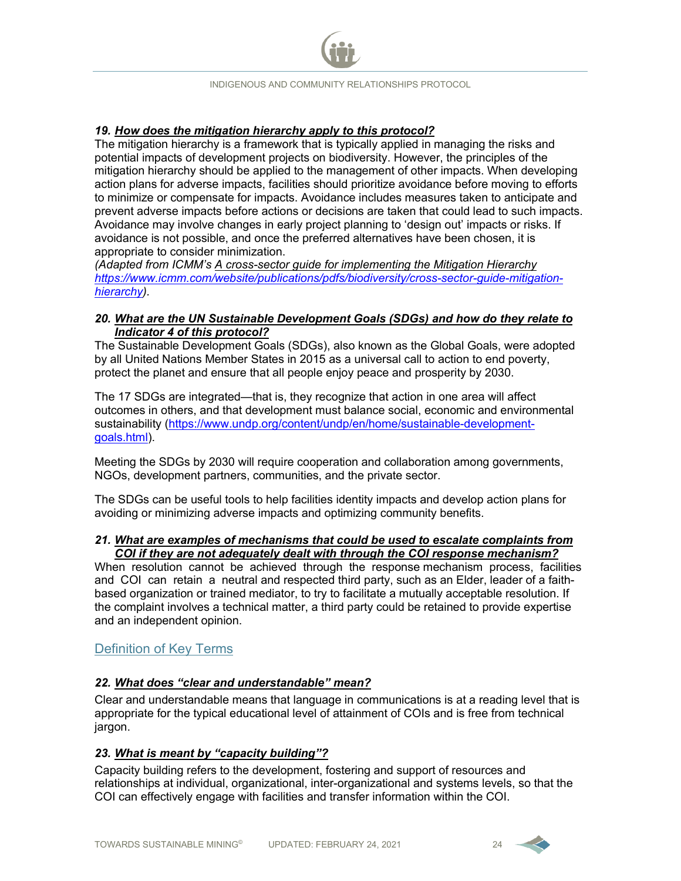***19. How does the mitigation hierarchy apply to this protocol?***

The mitigation hierarchy is a framework that is typically applied in managing the risks and potential impacts of development projects on biodiversity. However, the principles of the mitigation hierarchy should be applied to the management of other impacts. When developing action plans for adverse impacts, facilities should prioritize avoidance before moving to efforts to minimize or compensate for impacts. Avoidance includes measures taken to anticipate and prevent adverse impacts before actions or decisions are taken that could lead to such impacts. Avoidance may involve changes in early project planning to 'design out' impacts or risks. If avoidance is not possible, and once the preferred alternatives have been chosen, it is appropriate to consider minimization.

*(Adapted from ICMM's A cross-sector guide for implementing the Mitigation Hierarchy https://www.icmm.com/website/publications/pdfs/biodiversity/cross-sector-guide-mitigation-hierarchy).*

***20. What are the UN Sustainable Development Goals (SDGs) and how do they relate to Indicator 4 of this protocol?***

The Sustainable Development Goals (SDGs), also known as the Global Goals, were adopted by all United Nations Member States in 2015 as a universal call to action to end poverty, protect the planet and ensure that all people enjoy peace and prosperity by 2030.

The 17 SDGs are integrated—that is, they recognize that action in one area will affect outcomes in others, and that development must balance social, economic and environmental sustainability (https://www.undp.org/content/undp/en/home/sustainable-development-goals.html).

Meeting the SDGs by 2030 will require cooperation and collaboration among governments, NGOs, development partners, communities, and the private sector.

The SDGs can be useful tools to help facilities identity impacts and develop action plans for avoiding or minimizing adverse impacts and optimizing community benefits.

***21. What are examples of mechanisms that could be used to escalate complaints from COI if they are not adequately dealt with through the COI response mechanism?***

When resolution cannot be achieved through the response mechanism process, facilities and COI can retain a neutral and respected third party, such as an Elder, leader of a faith-based organization or trained mediator, to try to facilitate a mutually acceptable resolution. If the complaint involves a technical matter, a third party could be retained to provide expertise and an independent opinion.

## Definition of Key Terms

***22. What does "clear and understandable" mean?***

Clear and understandable means that language in communications is at a reading level that is appropriate for the typical educational level of attainment of COIs and is free from technical jargon.

***23. What is meant by "capacity building"?***

Capacity building refers to the development, fostering and support of resources and relationships at individual, organizational, inter-organizational and systems levels, so that the COI can effectively engage with facilities and transfer information within the COI.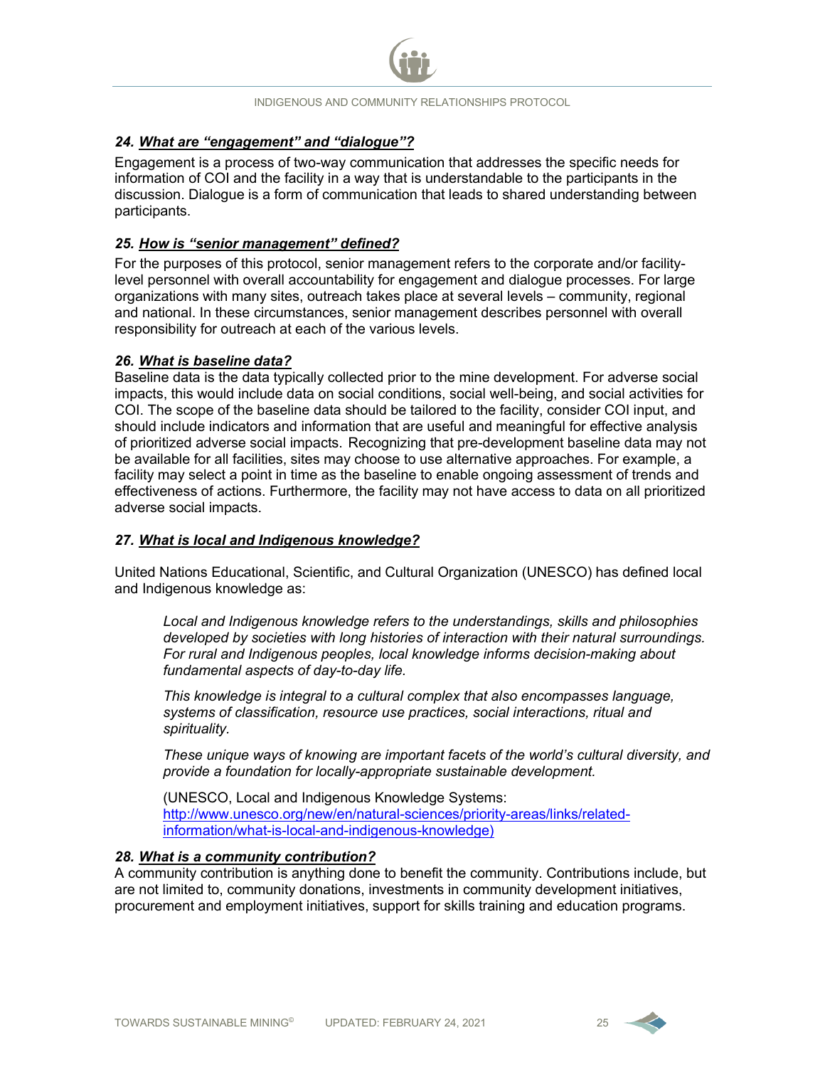### *24. What are "engagement" and "dialogue"?*

Engagement is a process of two-way communication that addresses the specific needs for information of COI and the facility in a way that is understandable to the participants in the discussion. Dialogue is a form of communication that leads to shared understanding between participants.

### *25. How is "senior management" defined?*

For the purposes of this protocol, senior management refers to the corporate and/or facility-level personnel with overall accountability for engagement and dialogue processes. For large organizations with many sites, outreach takes place at several levels – community, regional and national. In these circumstances, senior management describes personnel with overall responsibility for outreach at each of the various levels.

### *26. What is baseline data?*

Baseline data is the data typically collected prior to the mine development. For adverse social impacts, this would include data on social conditions, social well-being, and social activities for COI. The scope of the baseline data should be tailored to the facility, consider COI input, and should include indicators and information that are useful and meaningful for effective analysis of prioritized adverse social impacts. Recognizing that pre-development baseline data may not be available for all facilities, sites may choose to use alternative approaches. For example, a facility may select a point in time as the baseline to enable ongoing assessment of trends and effectiveness of actions. Furthermore, the facility may not have access to data on all prioritized adverse social impacts.

### *27. What is local and Indigenous knowledge?*

United Nations Educational, Scientific, and Cultural Organization (UNESCO) has defined local and Indigenous knowledge as:

> *Local and Indigenous knowledge refers to the understandings, skills and philosophies developed by societies with long histories of interaction with their natural surroundings. For rural and Indigenous peoples, local knowledge informs decision-making about fundamental aspects of day-to-day life.*
>
> *This knowledge is integral to a cultural complex that also encompasses language, systems of classification, resource use practices, social interactions, ritual and spirituality.*
>
> *These unique ways of knowing are important facets of the world's cultural diversity, and provide a foundation for locally-appropriate sustainable development.*
>
> (UNESCO, Local and Indigenous Knowledge Systems: http://www.unesco.org/new/en/natural-sciences/priority-areas/links/related-information/what-is-local-and-indigenous-knowledge)

### *28. What is a community contribution?*

A community contribution is anything done to benefit the community. Contributions include, but are not limited to, community donations, investments in community development initiatives, procurement and employment initiatives, support for skills training and education programs.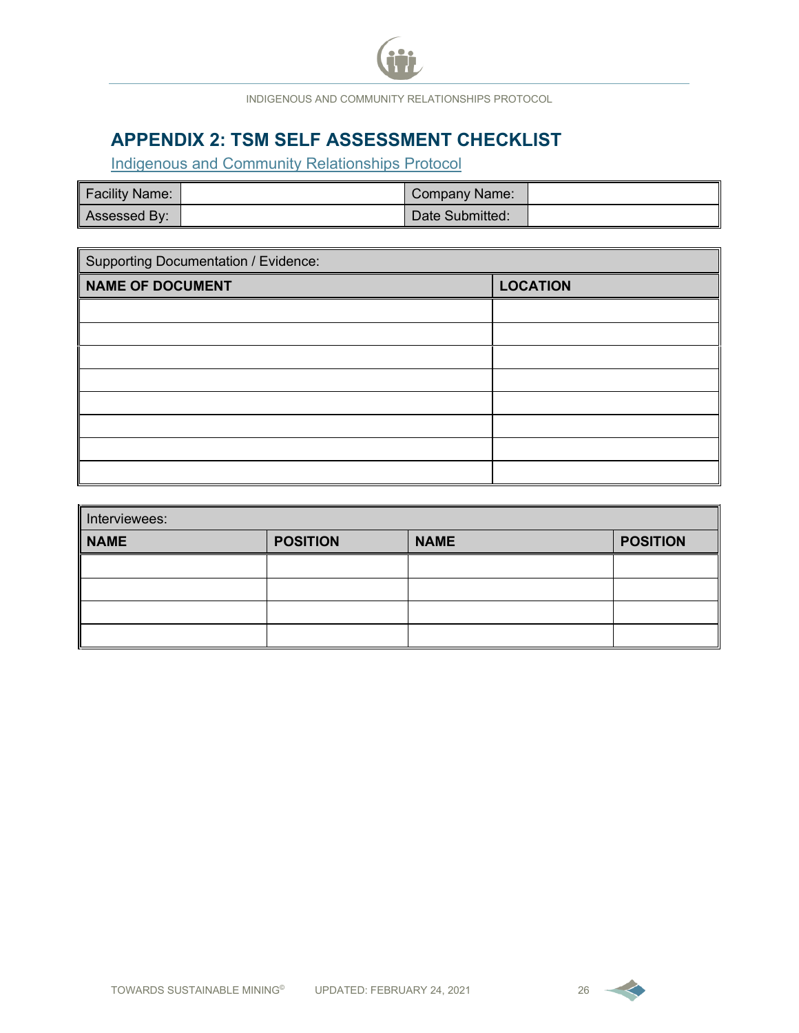# APPENDIX 2: TSM SELF ASSESSMENT CHECKLIST

Indigenous and Community Relationships Protocol

| Facility Name: | | Company Name: | |
|---|---|---|---|
| Assessed By: | | Date Submitted: | |

| Supporting Documentation / Evidence: | |
|---|---|
| **NAME OF DOCUMENT** | **LOCATION** |
| | |
| | |
| | |
| | |
| | |
| | |
| | |
| | |

| Interviewees: | | | |
|---|---|---|---|
| **NAME** | **POSITION** | **NAME** | **POSITION** |
| | | | |
| | | | |
| | | | |
| | | | |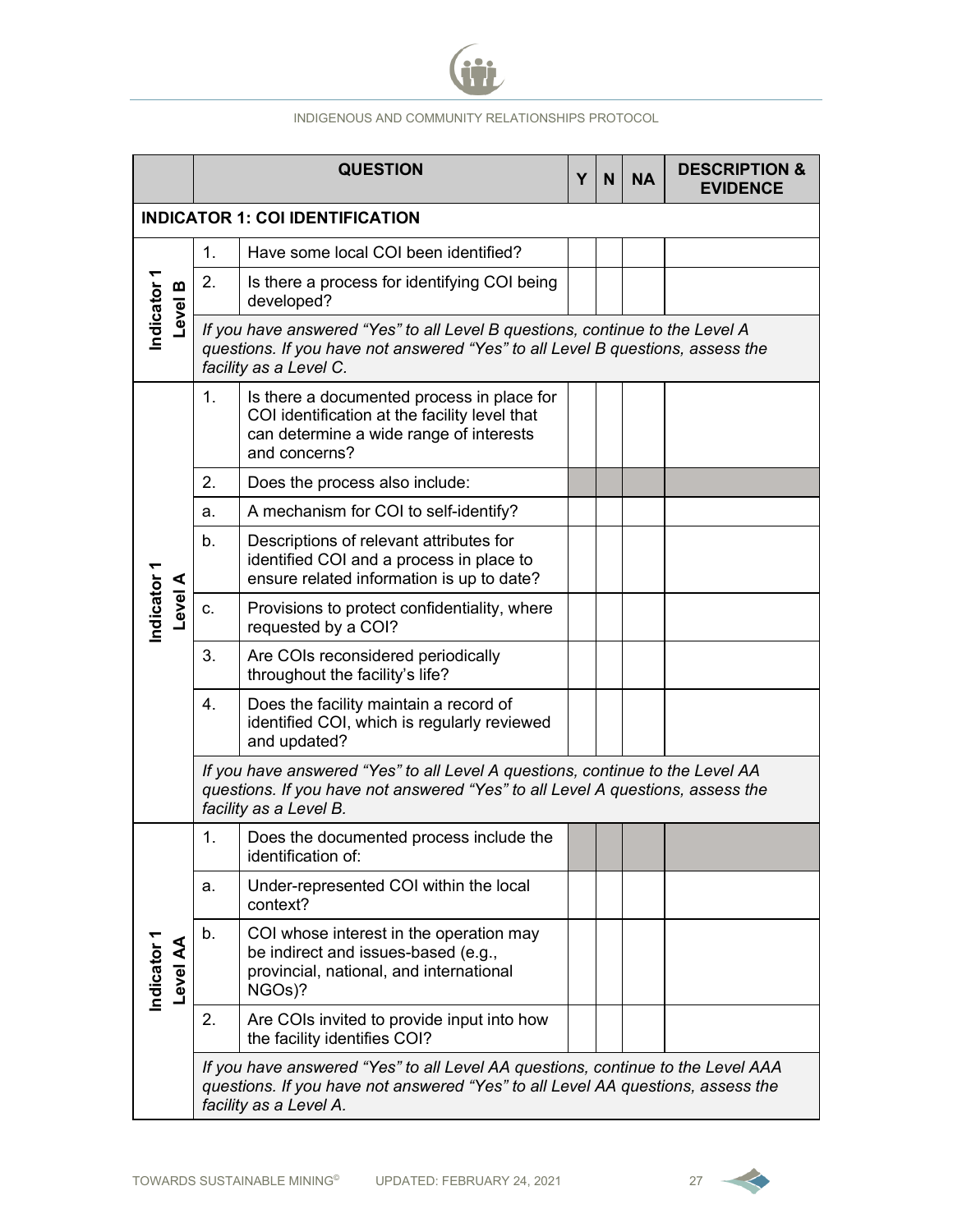| | | QUESTION | Y | N | NA | DESCRIPTION & EVIDENCE |
|---|---|---|---|---|---|---|
| **INDICATOR 1: COI IDENTIFICATION** | | | | | | |
| **Indicator 1 Level B** | 1. | Have some local COI been identified? | | | | |
| | 2. | Is there a process for identifying COI being developed? | | | | |
| | *If you have answered "Yes" to all Level B questions, continue to the Level A questions. If you have not answered "Yes" to all Level B questions, assess the facility as a Level C.* | | | | | |
| **Indicator 1 Level A** | 1. | Is there a documented process in place for COI identification at the facility level that can determine a wide range of interests and concerns? | | | | |
| | 2. | Does the process also include: | | | | |
| | a. | A mechanism for COI to self-identify? | | | | |
| | b. | Descriptions of relevant attributes for identified COI and a process in place to ensure related information is up to date? | | | | |
| | c. | Provisions to protect confidentiality, where requested by a COI? | | | | |
| | 3. | Are COIs reconsidered periodically throughout the facility's life? | | | | |
| | 4. | Does the facility maintain a record of identified COI, which is regularly reviewed and updated? | | | | |
| | *If you have answered "Yes" to all Level A questions, continue to the Level AA questions. If you have not answered "Yes" to all Level A questions, assess the facility as a Level B.* | | | | | |
| **Indicator 1 Level AA** | 1. | Does the documented process include the identification of: | | | | |
| | a. | Under-represented COI within the local context? | | | | |
| | b. | COI whose interest in the operation may be indirect and issues-based (e.g., provincial, national, and international NGOs)? | | | | |
| | 2. | Are COIs invited to provide input into how the facility identifies COI? | | | | |
| | *If you have answered "Yes" to all Level AA questions, continue to the Level AAA questions. If you have not answered "Yes" to all Level AA questions, assess the facility as a Level A.* | | | | | |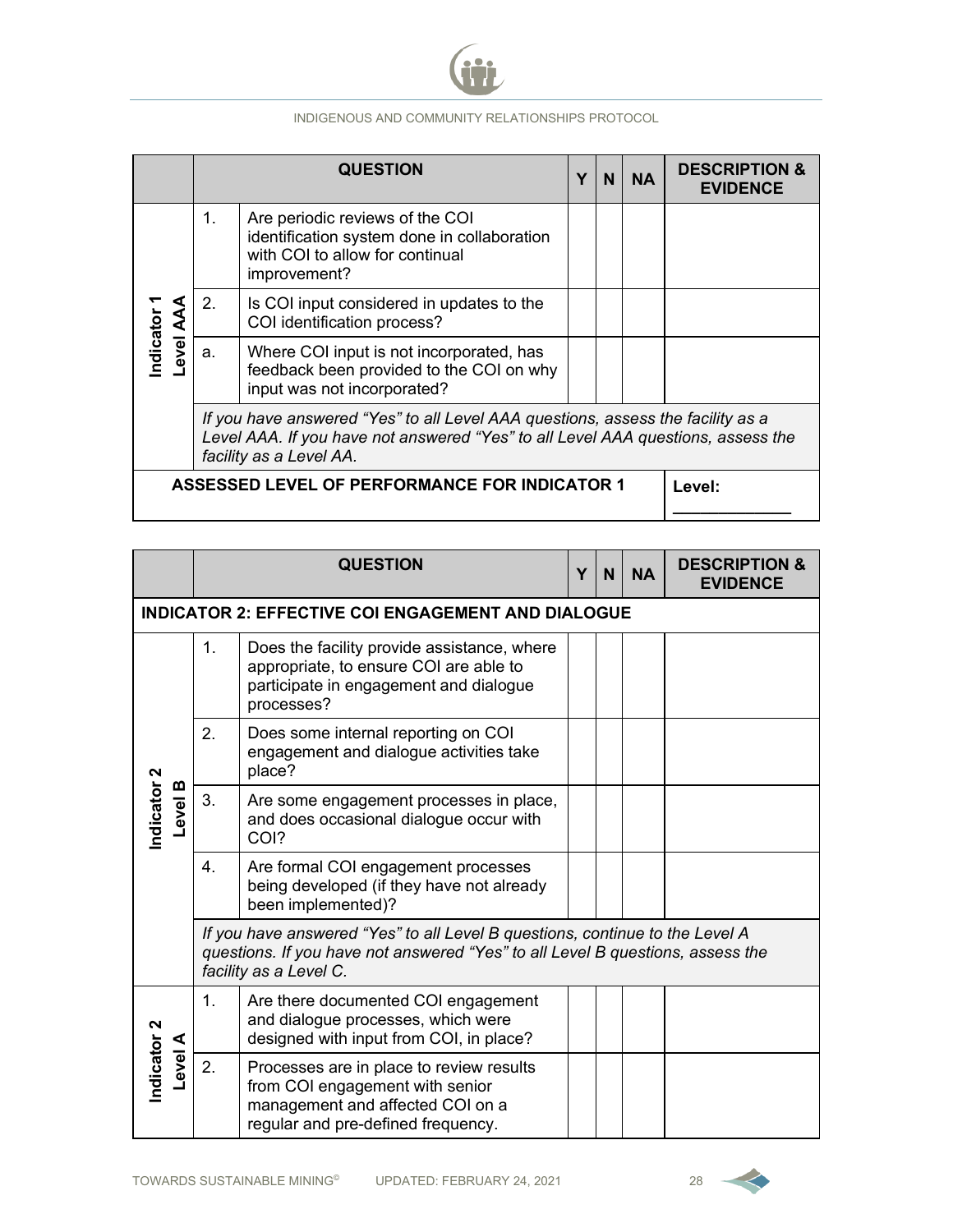| | | QUESTION | Y | N | NA | DESCRIPTION & EVIDENCE |
|---|---|---|---|---|---|---|
| Indicator 1 Level AAA | 1. | Are periodic reviews of the COI identification system done in collaboration with COI to allow for continual improvement? | | | | |
| | 2. | Is COI input considered in updates to the COI identification process? | | | | |
| | a. | Where COI input is not incorporated, has feedback been provided to the COI on why input was not incorporated? | | | | |
| | *If you have answered "Yes" to all Level AAA questions, assess the facility as a Level AAA. If you have not answered "Yes" to all Level AAA questions, assess the facility as a Level AA.* | | | | | |
| **ASSESSED LEVEL OF PERFORMANCE FOR INDICATOR 1** | | | | | | **Level:** ____________ |

| | | QUESTION | Y | N | NA | DESCRIPTION & EVIDENCE |
|---|---|---|---|---|---|---|
| **INDICATOR 2: EFFECTIVE COI ENGAGEMENT AND DIALOGUE** | | | | | | |
| Indicator 2 Level B | 1. | Does the facility provide assistance, where appropriate, to ensure COI are able to participate in engagement and dialogue processes? | | | | |
| | 2. | Does some internal reporting on COI engagement and dialogue activities take place? | | | | |
| | 3. | Are some engagement processes in place, and does occasional dialogue occur with COI? | | | | |
| | 4. | Are formal COI engagement processes being developed (if they have not already been implemented)? | | | | |
| | *If you have answered "Yes" to all Level B questions, continue to the Level A questions. If you have not answered "Yes" to all Level B questions, assess the facility as a Level C.* | | | | | |
| Indicator 2 Level A | 1. | Are there documented COI engagement and dialogue processes, which were designed with input from COI, in place? | | | | |
| | 2. | Processes are in place to review results from COI engagement with senior management and affected COI on a regular and pre-defined frequency. | | | | |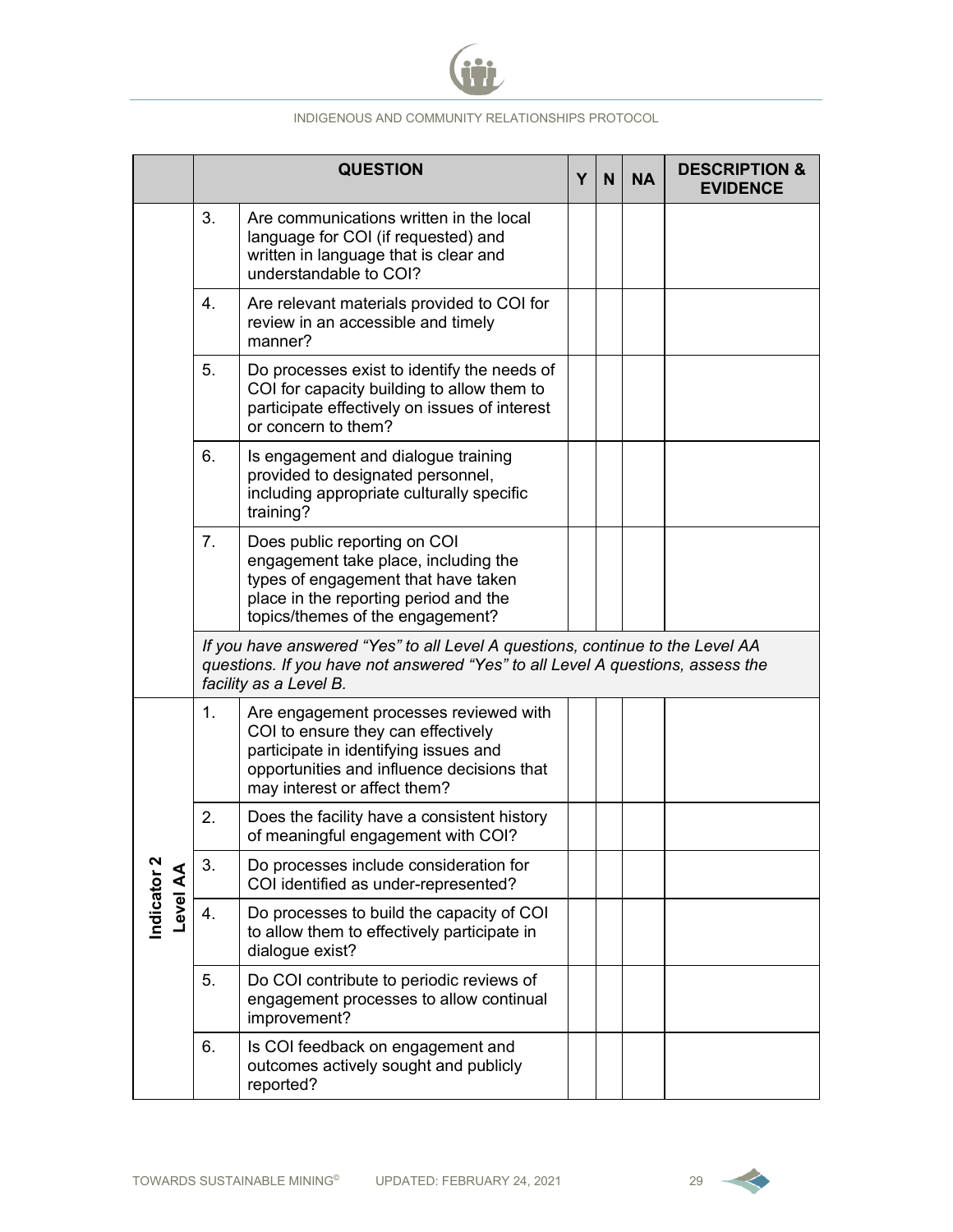| | | QUESTION | Y | N | NA | DESCRIPTION & EVIDENCE |
|---|---|---|---|---|---|---|
| | 3. | Are communications written in the local language for COI (if requested) and written in language that is clear and understandable to COI? | | | | |
| | 4. | Are relevant materials provided to COI for review in an accessible and timely manner? | | | | |
| | 5. | Do processes exist to identify the needs of COI for capacity building to allow them to participate effectively on issues of interest or concern to them? | | | | |
| | 6. | Is engagement and dialogue training provided to designated personnel, including appropriate culturally specific training? | | | | |
| | 7. | Does public reporting on COI engagement take place, including the types of engagement that have taken place in the reporting period and the topics/themes of the engagement? | | | | |
| | *If you have answered "Yes" to all Level A questions, continue to the Level AA questions. If you have not answered "Yes" to all Level A questions, assess the facility as a Level B.* | | | | | |
| **Indicator 2 Level AA** | 1. | Are engagement processes reviewed with COI to ensure they can effectively participate in identifying issues and opportunities and influence decisions that may interest or affect them? | | | | |
| | 2. | Does the facility have a consistent history of meaningful engagement with COI? | | | | |
| | 3. | Do processes include consideration for COI identified as under-represented? | | | | |
| | 4. | Do processes to build the capacity of COI to allow them to effectively participate in dialogue exist? | | | | |
| | 5. | Do COI contribute to periodic reviews of engagement processes to allow continual improvement? | | | | |
| | 6. | Is COI feedback on engagement and outcomes actively sought and publicly reported? | | | | |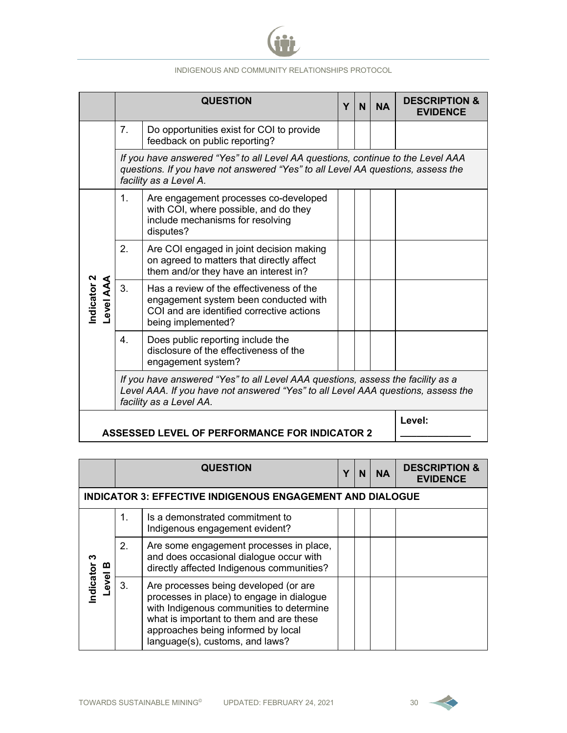|  | QUESTION | | Y | N | NA | DESCRIPTION & EVIDENCE |
|---|---|---|---|---|---|---|
|  | 7. | Do opportunities exist for COI to provide feedback on public reporting? |  |  |  |  |
|  | *If you have answered "Yes" to all Level AA questions, continue to the Level AAA questions. If you have not answered "Yes" to all Level AA questions, assess the facility as a Level A.* | | | | | |
| **Indicator 2 Level AAA** | 1. | Are engagement processes co-developed with COI, where possible, and do they include mechanisms for resolving disputes? |  |  |  |  |
|  | 2. | Are COI engaged in joint decision making on agreed to matters that directly affect them and/or they have an interest in? |  |  |  |  |
|  | 3. | Has a review of the effectiveness of the engagement system been conducted with COI and are identified corrective actions being implemented? |  |  |  |  |
|  | 4. | Does public reporting include the disclosure of the effectiveness of the engagement system? |  |  |  |  |
|  | *If you have answered "Yes" to all Level AAA questions, assess the facility as a Level AAA. If you have not answered "Yes" to all Level AAA questions, assess the facility as a Level AA.* | | | | | |
| **ASSESSED LEVEL OF PERFORMANCE FOR INDICATOR 2** | | | | | | **Level:** ____________ |

|  | QUESTION | | Y | N | NA | DESCRIPTION & EVIDENCE |
|---|---|---|---|---|---|---|
| **INDICATOR 3: EFFECTIVE INDIGENOUS ENGAGEMENT AND DIALOGUE** | | | | | | |
| **Indicator 3 Level B** | 1. | Is a demonstrated commitment to Indigenous engagement evident? |  |  |  |  |
|  | 2. | Are some engagement processes in place, and does occasional dialogue occur with directly affected Indigenous communities? |  |  |  |  |
|  | 3. | Are processes being developed (or are processes in place) to engage in dialogue with Indigenous communities to determine what is important to them and are these approaches being informed by local language(s), customs, and laws? |  |  |  |  |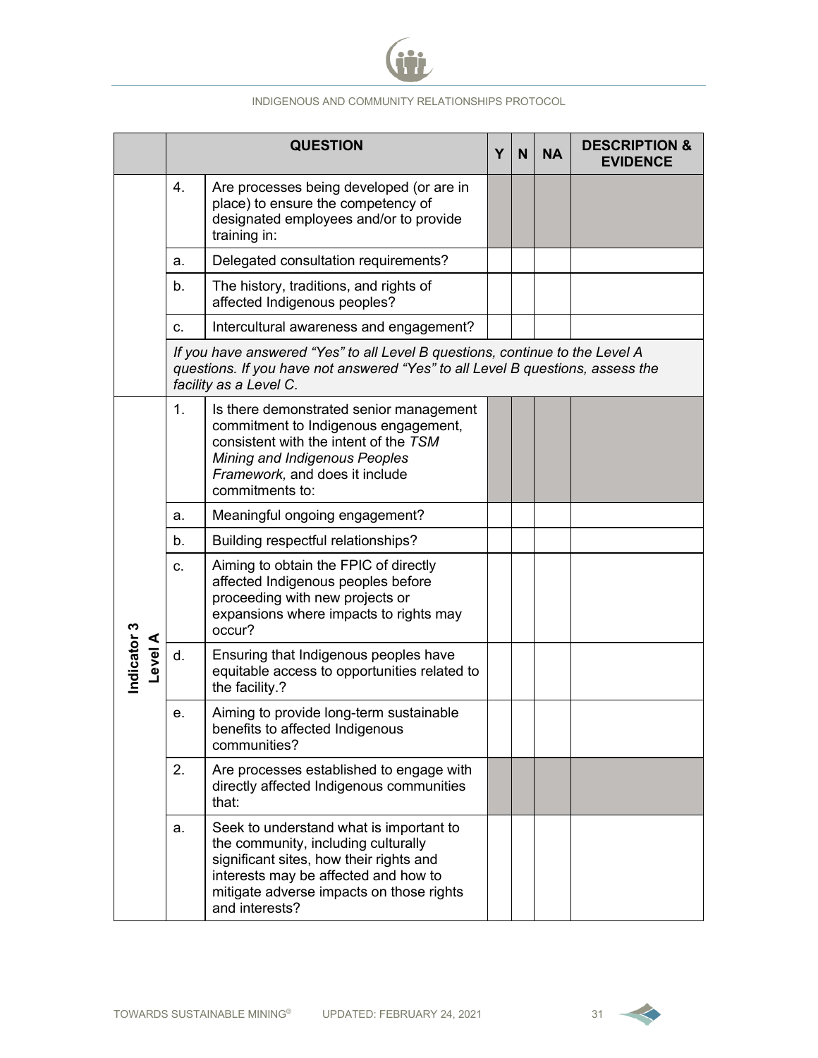| | | QUESTION | Y | N | NA | DESCRIPTION & EVIDENCE |
|---|---|---|---|---|---|---|
| | 4. | Are processes being developed (or are in place) to ensure the competency of designated employees and/or to provide training in: | | | | |
| | a. | Delegated consultation requirements? | | | | |
| | b. | The history, traditions, and rights of affected Indigenous peoples? | | | | |
| | c. | Intercultural awareness and engagement? | | | | |
| | | *If you have answered "Yes" to all Level B questions, continue to the Level A questions. If you have not answered "Yes" to all Level B questions, assess the facility as a Level C.* | | | | |
| **Indicator 3 Level A** | 1. | Is there demonstrated senior management commitment to Indigenous engagement, consistent with the intent of the *TSM Mining and Indigenous Peoples Framework,* and does it include commitments to: | | | | |
| | a. | Meaningful ongoing engagement? | | | | |
| | b. | Building respectful relationships? | | | | |
| | c. | Aiming to obtain the FPIC of directly affected Indigenous peoples before proceeding with new projects or expansions where impacts to rights may occur? | | | | |
| | d. | Ensuring that Indigenous peoples have equitable access to opportunities related to the facility.? | | | | |
| | e. | Aiming to provide long-term sustainable benefits to affected Indigenous communities? | | | | |
| | 2. | Are processes established to engage with directly affected Indigenous communities that: | | | | |
| | a. | Seek to understand what is important to the community, including culturally significant sites, how their rights and interests may be affected and how to mitigate adverse impacts on those rights and interests? | | | | |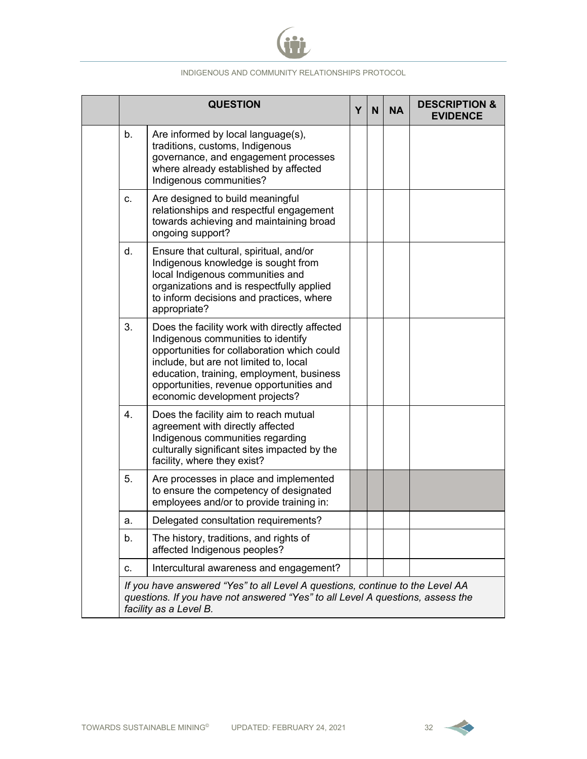| | QUESTION | | Y | N | NA | DESCRIPTION & EVIDENCE |
|---|---|---|---|---|---|---|
| | b. | Are informed by local language(s), traditions, customs, Indigenous governance, and engagement processes where already established by affected Indigenous communities? | | | | |
| | c. | Are designed to build meaningful relationships and respectful engagement towards achieving and maintaining broad ongoing support? | | | | |
| | d. | Ensure that cultural, spiritual, and/or Indigenous knowledge is sought from local Indigenous communities and organizations and is respectfully applied to inform decisions and practices, where appropriate? | | | | |
| | 3. | Does the facility work with directly affected Indigenous communities to identify opportunities for collaboration which could include, but are not limited to, local education, training, employment, business opportunities, revenue opportunities and economic development projects? | | | | |
| | 4. | Does the facility aim to reach mutual agreement with directly affected Indigenous communities regarding culturally significant sites impacted by the facility, where they exist? | | | | |
| | 5. | Are processes in place and implemented to ensure the competency of designated employees and/or to provide training in: | | | | |
| | a. | Delegated consultation requirements? | | | | |
| | b. | The history, traditions, and rights of affected Indigenous peoples? | | | | |
| | c. | Intercultural awareness and engagement? | | | | |
| | *If you have answered "Yes" to all Level A questions, continue to the Level AA questions. If you have not answered "Yes" to all Level A questions, assess the facility as a Level B.* | | | | | |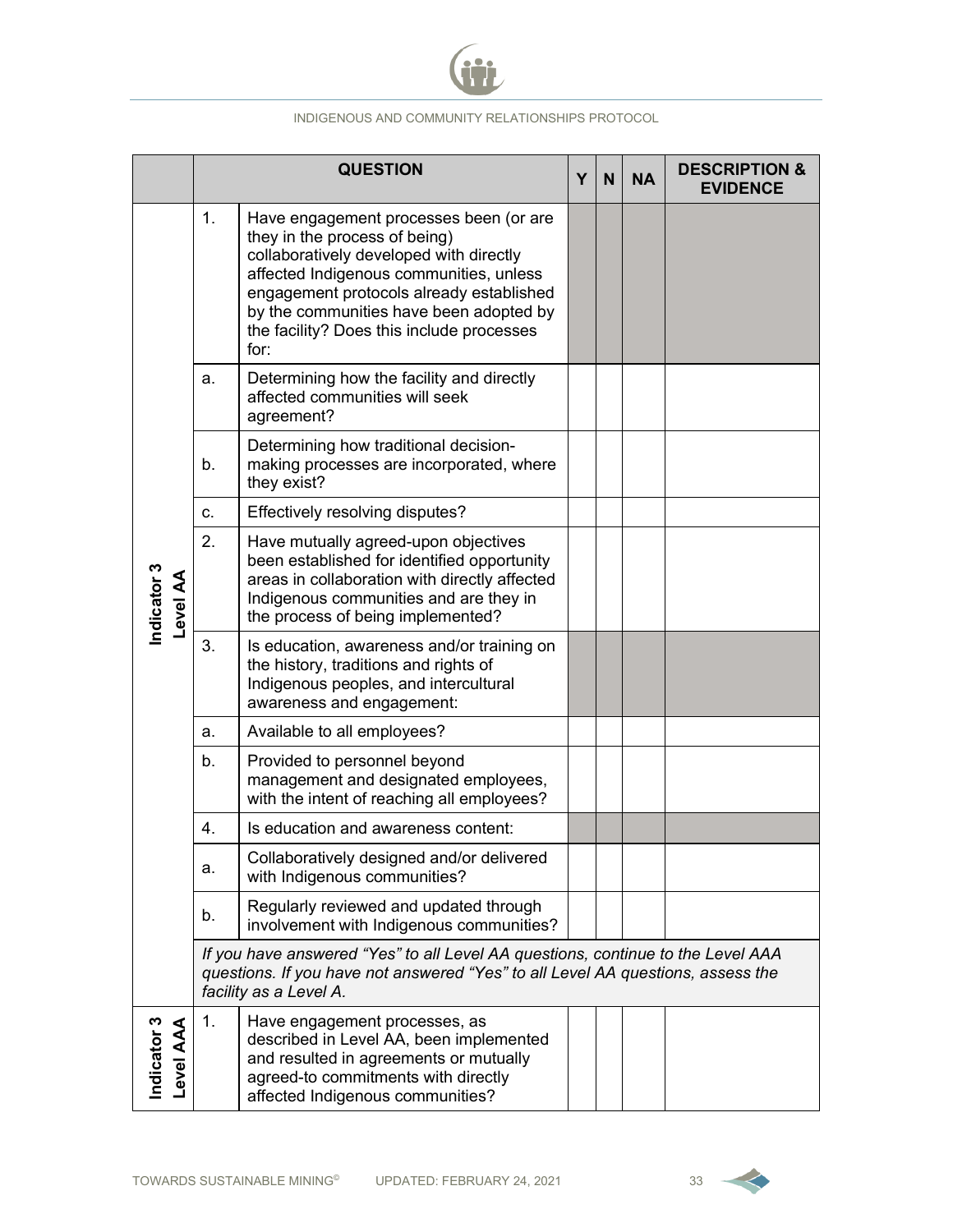| | | QUESTION | Y | N | NA | DESCRIPTION & EVIDENCE |
|---|---|---|---|---|---|---|
| Indicator 3 Level AA | 1. | Have engagement processes been (or are they in the process of being) collaboratively developed with directly affected Indigenous communities, unless engagement protocols already established by the communities have been adopted by the facility? Does this include processes for: | | | | |
| | a. | Determining how the facility and directly affected communities will seek agreement? | | | | |
| | b. | Determining how traditional decision-making processes are incorporated, where they exist? | | | | |
| | c. | Effectively resolving disputes? | | | | |
| | 2. | Have mutually agreed-upon objectives been established for identified opportunity areas in collaboration with directly affected Indigenous communities and are they in the process of being implemented? | | | | |
| | 3. | Is education, awareness and/or training on the history, traditions and rights of Indigenous peoples, and intercultural awareness and engagement: | | | | |
| | a. | Available to all employees? | | | | |
| | b. | Provided to personnel beyond management and designated employees, with the intent of reaching all employees? | | | | |
| | 4. | Is education and awareness content: | | | | |
| | a. | Collaboratively designed and/or delivered with Indigenous communities? | | | | |
| | b. | Regularly reviewed and updated through involvement with Indigenous communities? | | | | |
| | *If you have answered "Yes" to all Level AA questions, continue to the Level AAA questions. If you have not answered "Yes" to all Level AA questions, assess the facility as a Level A.* | | | | | |
| Indicator 3 Level AAA | 1. | Have engagement processes, as described in Level AA, been implemented and resulted in agreements or mutually agreed-to commitments with directly affected Indigenous communities? | | | | |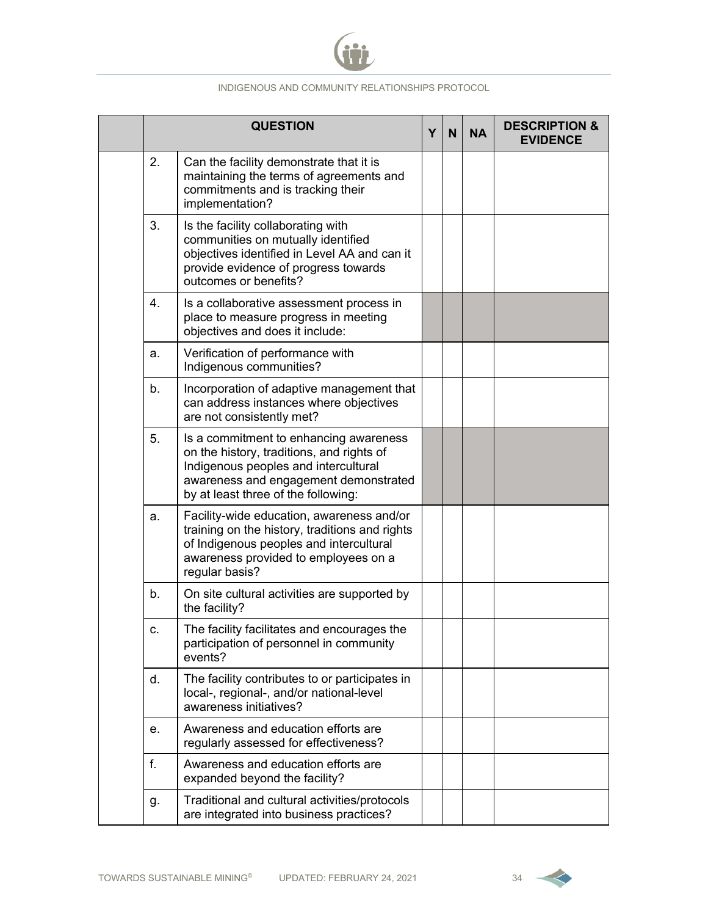| | QUESTION | | Y | N | NA | DESCRIPTION & EVIDENCE |
|---|---|---|---|---|---|---|
| | 2. | Can the facility demonstrate that it is maintaining the terms of agreements and commitments and is tracking their implementation? | | | | |
| | 3. | Is the facility collaborating with communities on mutually identified objectives identified in Level AA and can it provide evidence of progress towards outcomes or benefits? | | | | |
| | 4. | Is a collaborative assessment process in place to measure progress in meeting objectives and does it include: | | | | |
| | a. | Verification of performance with Indigenous communities? | | | | |
| | b. | Incorporation of adaptive management that can address instances where objectives are not consistently met? | | | | |
| | 5. | Is a commitment to enhancing awareness on the history, traditions, and rights of Indigenous peoples and intercultural awareness and engagement demonstrated by at least three of the following: | | | | |
| | a. | Facility-wide education, awareness and/or training on the history, traditions and rights of Indigenous peoples and intercultural awareness provided to employees on a regular basis? | | | | |
| | b. | On site cultural activities are supported by the facility? | | | | |
| | c. | The facility facilitates and encourages the participation of personnel in community events? | | | | |
| | d. | The facility contributes to or participates in local-, regional-, and/or national-level awareness initiatives? | | | | |
| | e. | Awareness and education efforts are regularly assessed for effectiveness? | | | | |
| | f. | Awareness and education efforts are expanded beyond the facility? | | | | |
| | g. | Traditional and cultural activities/protocols are integrated into business practices? | | | | |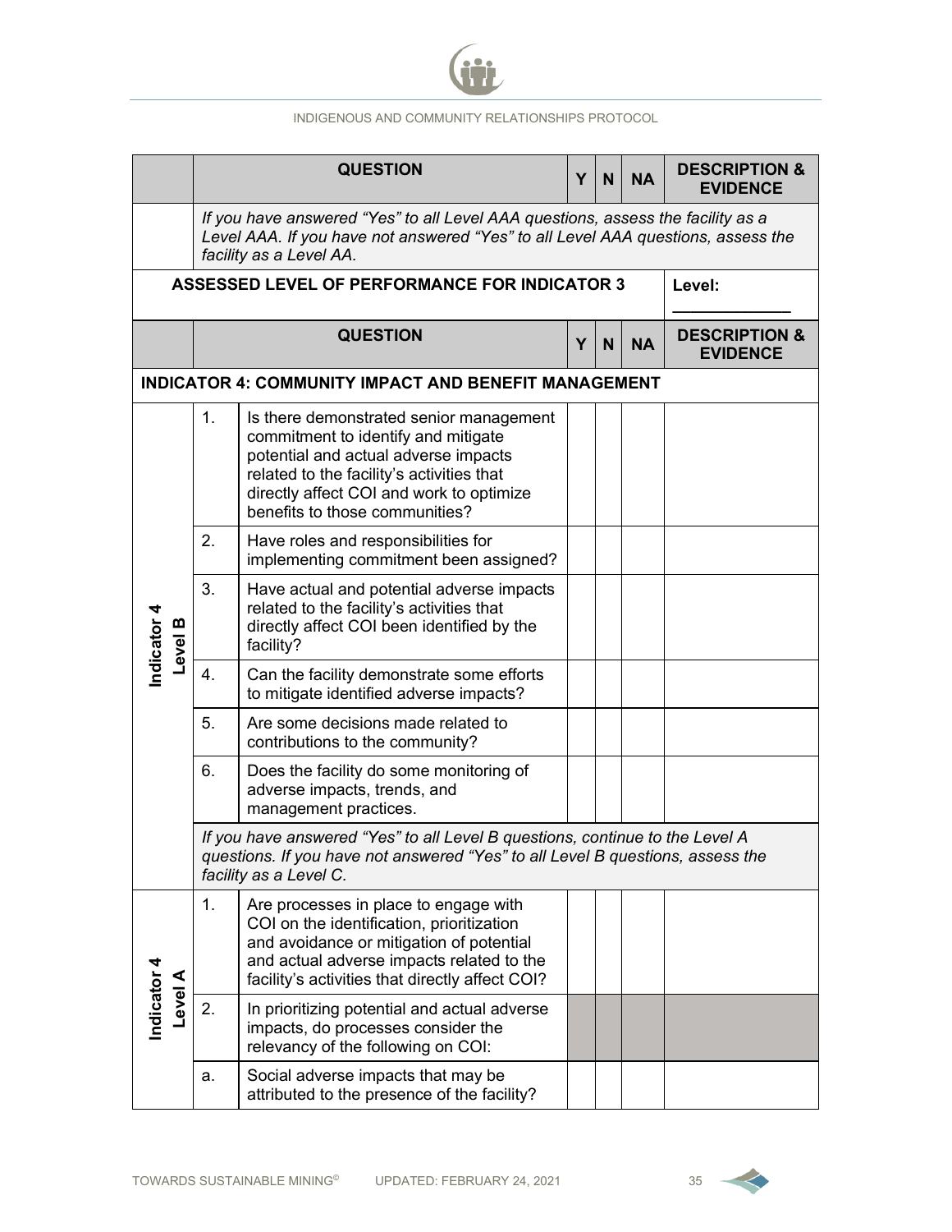| | | QUESTION | Y | N | NA | DESCRIPTION & EVIDENCE |
|---|---|---|---|---|---|---|
| | *If you have answered "Yes" to all Level AAA questions, assess the facility as a Level AAA. If you have not answered "Yes" to all Level AAA questions, assess the facility as a Level AA.* | | | | | |
| **ASSESSED LEVEL OF PERFORMANCE FOR INDICATOR 3** | | | | | | **Level:** ____________ |

| | | QUESTION | Y | N | NA | DESCRIPTION & EVIDENCE |
|---|---|---|---|---|---|---|
| **INDICATOR 4: COMMUNITY IMPACT AND BENEFIT MANAGEMENT** | | | | | | |
| **Indicator 4 Level B** | 1. | Is there demonstrated senior management commitment to identify and mitigate potential and actual adverse impacts related to the facility's activities that directly affect COI and work to optimize benefits to those communities? | | | | |
| | 2. | Have roles and responsibilities for implementing commitment been assigned? | | | | |
| | 3. | Have actual and potential adverse impacts related to the facility's activities that directly affect COI been identified by the facility? | | | | |
| | 4. | Can the facility demonstrate some efforts to mitigate identified adverse impacts? | | | | |
| | 5. | Are some decisions made related to contributions to the community? | | | | |
| | 6. | Does the facility do some monitoring of adverse impacts, trends, and management practices. | | | | |
| | *If you have answered "Yes" to all Level B questions, continue to the Level A questions. If you have not answered "Yes" to all Level B questions, assess the facility as a Level C.* | | | | | |
| **Indicator 4 Level A** | 1. | Are processes in place to engage with COI on the identification, prioritization and avoidance or mitigation of potential and actual adverse impacts related to the facility's activities that directly affect COI? | | | | |
| | 2. | In prioritizing potential and actual adverse impacts, do processes consider the relevancy of the following on COI: | | | | |
| | a. | Social adverse impacts that may be attributed to the presence of the facility? | | | | |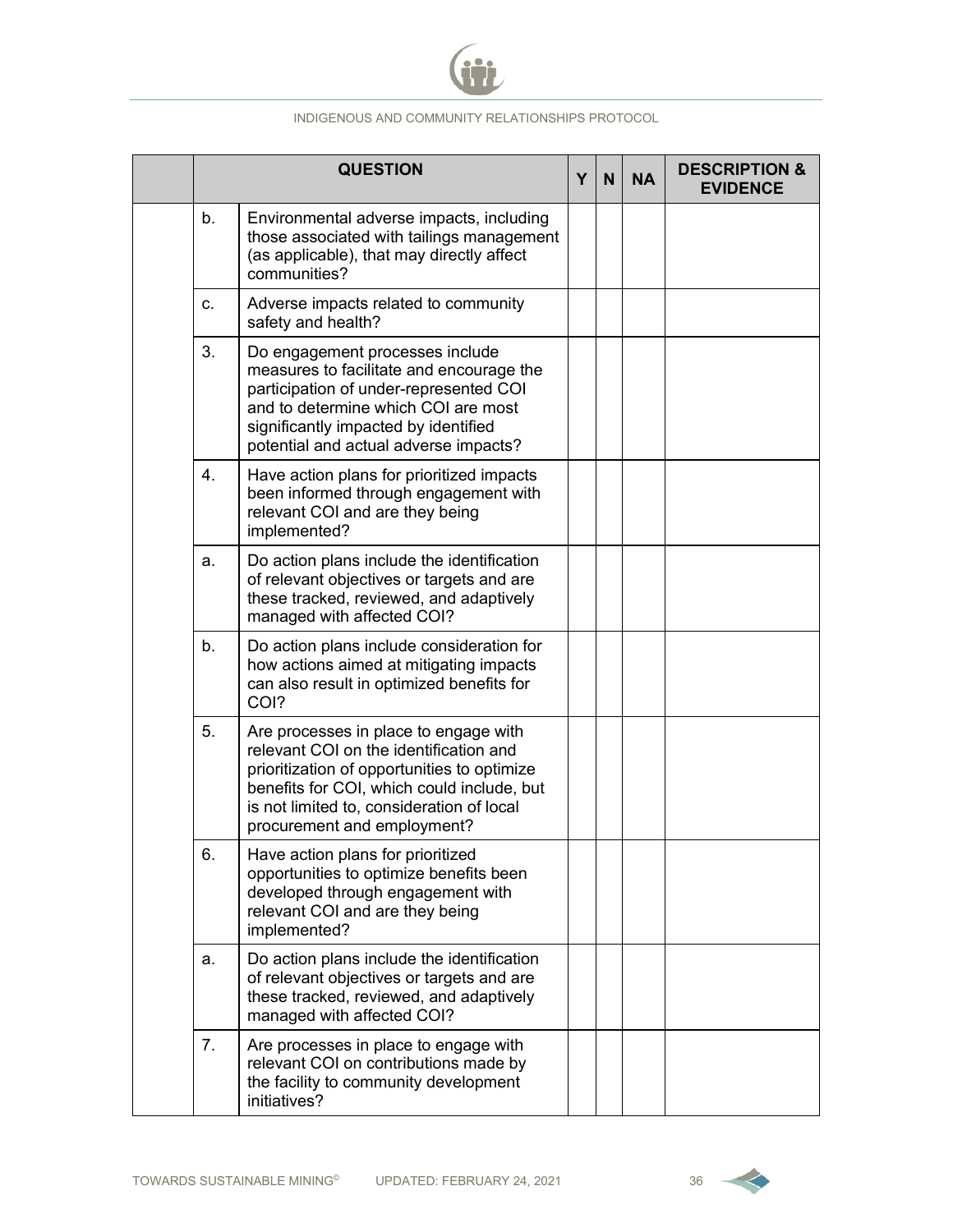| | QUESTION | | Y | N | NA | DESCRIPTION & EVIDENCE |
|---|---|---|---|---|---|---|
| | b. | Environmental adverse impacts, including those associated with tailings management (as applicable), that may directly affect communities? | | | | |
| | c. | Adverse impacts related to community safety and health? | | | | |
| | 3. | Do engagement processes include measures to facilitate and encourage the participation of under-represented COI and to determine which COI are most significantly impacted by identified potential and actual adverse impacts? | | | | |
| | 4. | Have action plans for prioritized impacts been informed through engagement with relevant COI and are they being implemented? | | | | |
| | a. | Do action plans include the identification of relevant objectives or targets and are these tracked, reviewed, and adaptively managed with affected COI? | | | | |
| | b. | Do action plans include consideration for how actions aimed at mitigating impacts can also result in optimized benefits for COI? | | | | |
| | 5. | Are processes in place to engage with relevant COI on the identification and prioritization of opportunities to optimize benefits for COI, which could include, but is not limited to, consideration of local procurement and employment? | | | | |
| | 6. | Have action plans for prioritized opportunities to optimize benefits been developed through engagement with relevant COI and are they being implemented? | | | | |
| | a. | Do action plans include the identification of relevant objectives or targets and are these tracked, reviewed, and adaptively managed with affected COI? | | | | |
| | 7. | Are processes in place to engage with relevant COI on contributions made by the facility to community development initiatives? | | | | |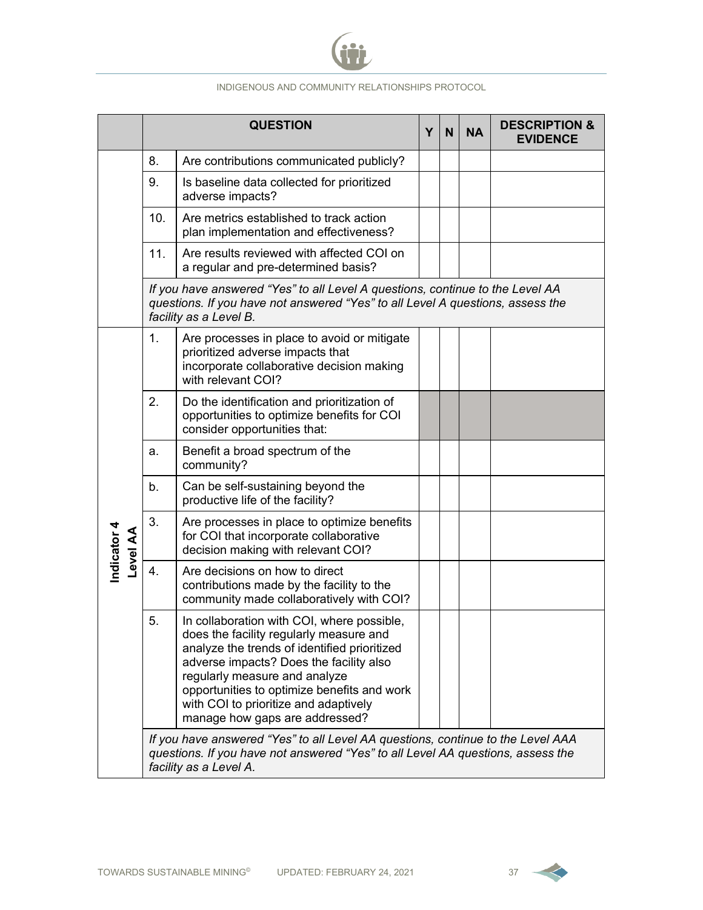| | | QUESTION | Y | N | NA | DESCRIPTION & EVIDENCE |
|---|---|---|---|---|---|---|
| | 8. | Are contributions communicated publicly? | | | | |
| | 9. | Is baseline data collected for prioritized adverse impacts? | | | | |
| | 10. | Are metrics established to track action plan implementation and effectiveness? | | | | |
| | 11. | Are results reviewed with affected COI on a regular and pre-determined basis? | | | | |
| | *If you have answered "Yes" to all Level A questions, continue to the Level AA questions. If you have not answered "Yes" to all Level A questions, assess the facility as a Level B.* | | | | | |
| **Indicator 4 Level AA** | 1. | Are processes in place to avoid or mitigate prioritized adverse impacts that incorporate collaborative decision making with relevant COI? | | | | |
| | 2. | Do the identification and prioritization of opportunities to optimize benefits for COI consider opportunities that: | | | | |
| | a. | Benefit a broad spectrum of the community? | | | | |
| | b. | Can be self-sustaining beyond the productive life of the facility? | | | | |
| | 3. | Are processes in place to optimize benefits for COI that incorporate collaborative decision making with relevant COI? | | | | |
| | 4. | Are decisions on how to direct contributions made by the facility to the community made collaboratively with COI? | | | | |
| | 5. | In collaboration with COI, where possible, does the facility regularly measure and analyze the trends of identified prioritized adverse impacts? Does the facility also regularly measure and analyze opportunities to optimize benefits and work with COI to prioritize and adaptively manage how gaps are addressed? | | | | |
| | *If you have answered "Yes" to all Level AA questions, continue to the Level AAA questions. If you have not answered "Yes" to all Level AA questions, assess the facility as a Level A.* | | | | | |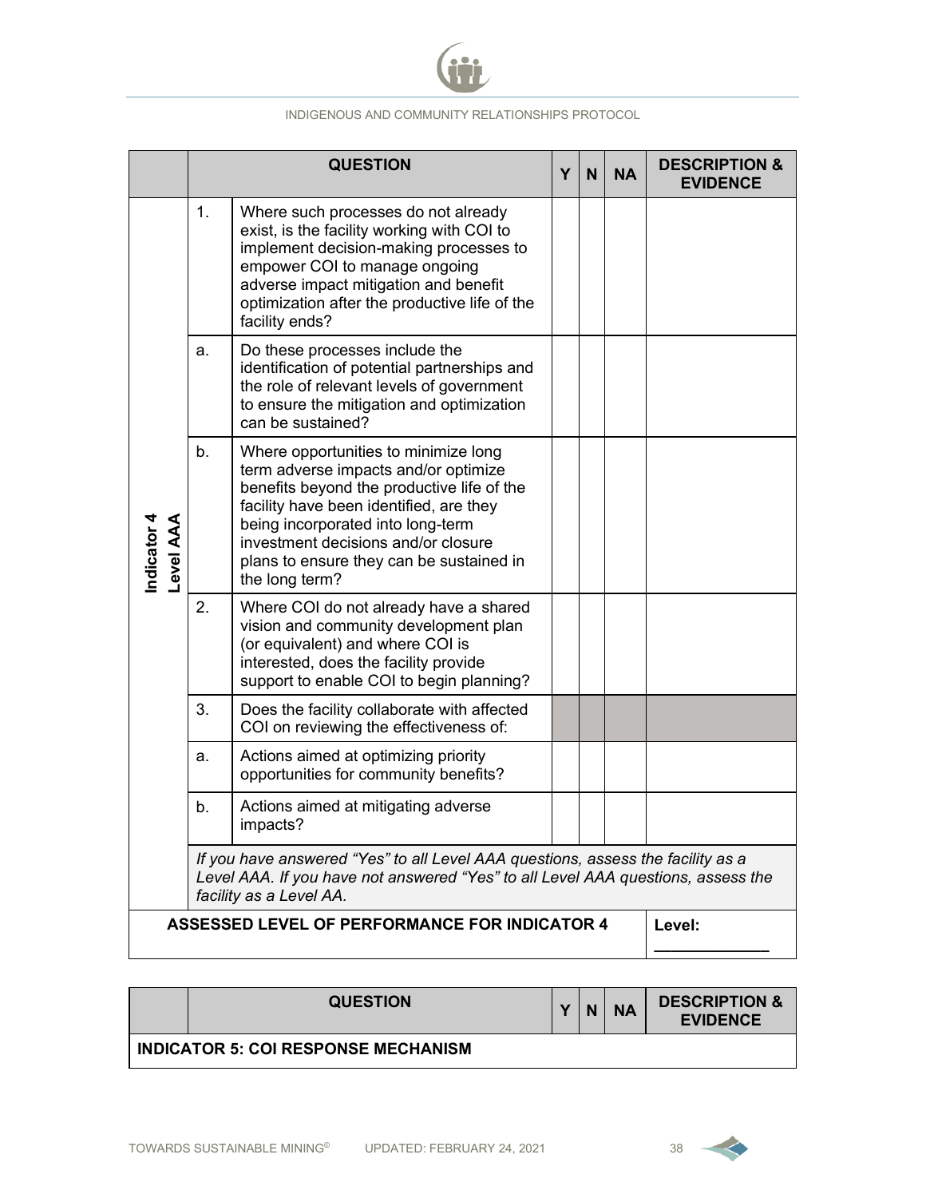| | | QUESTION | Y | N | NA | DESCRIPTION & EVIDENCE |
|---|---|---|---|---|---|---|
| Indicator 4 Level AAA | 1. | Where such processes do not already exist, is the facility working with COI to implement decision-making processes to empower COI to manage ongoing adverse impact mitigation and benefit optimization after the productive life of the facility ends? | | | | |
| | a. | Do these processes include the identification of potential partnerships and the role of relevant levels of government to ensure the mitigation and optimization can be sustained? | | | | |
| | b. | Where opportunities to minimize long term adverse impacts and/or optimize benefits beyond the productive life of the facility have been identified, are they being incorporated into long-term investment decisions and/or closure plans to ensure they can be sustained in the long term? | | | | |
| | 2. | Where COI do not already have a shared vision and community development plan (or equivalent) and where COI is interested, does the facility provide support to enable COI to begin planning? | | | | |
| | 3. | Does the facility collaborate with affected COI on reviewing the effectiveness of: | | | | |
| | a. | Actions aimed at optimizing priority opportunities for community benefits? | | | | |
| | b. | Actions aimed at mitigating adverse impacts? | | | | |
| | *If you have answered "Yes" to all Level AAA questions, assess the facility as a Level AAA. If you have not answered "Yes" to all Level AAA questions, assess the facility as a Level AA.* | | | | | |
| **ASSESSED LEVEL OF PERFORMANCE FOR INDICATOR 4** | | | | | | **Level:** ____________ |

| | QUESTION | Y | N | NA | DESCRIPTION & EVIDENCE |
|---|---|---|---|---|---|
| **INDICATOR 5: COI RESPONSE MECHANISM** | | | | | |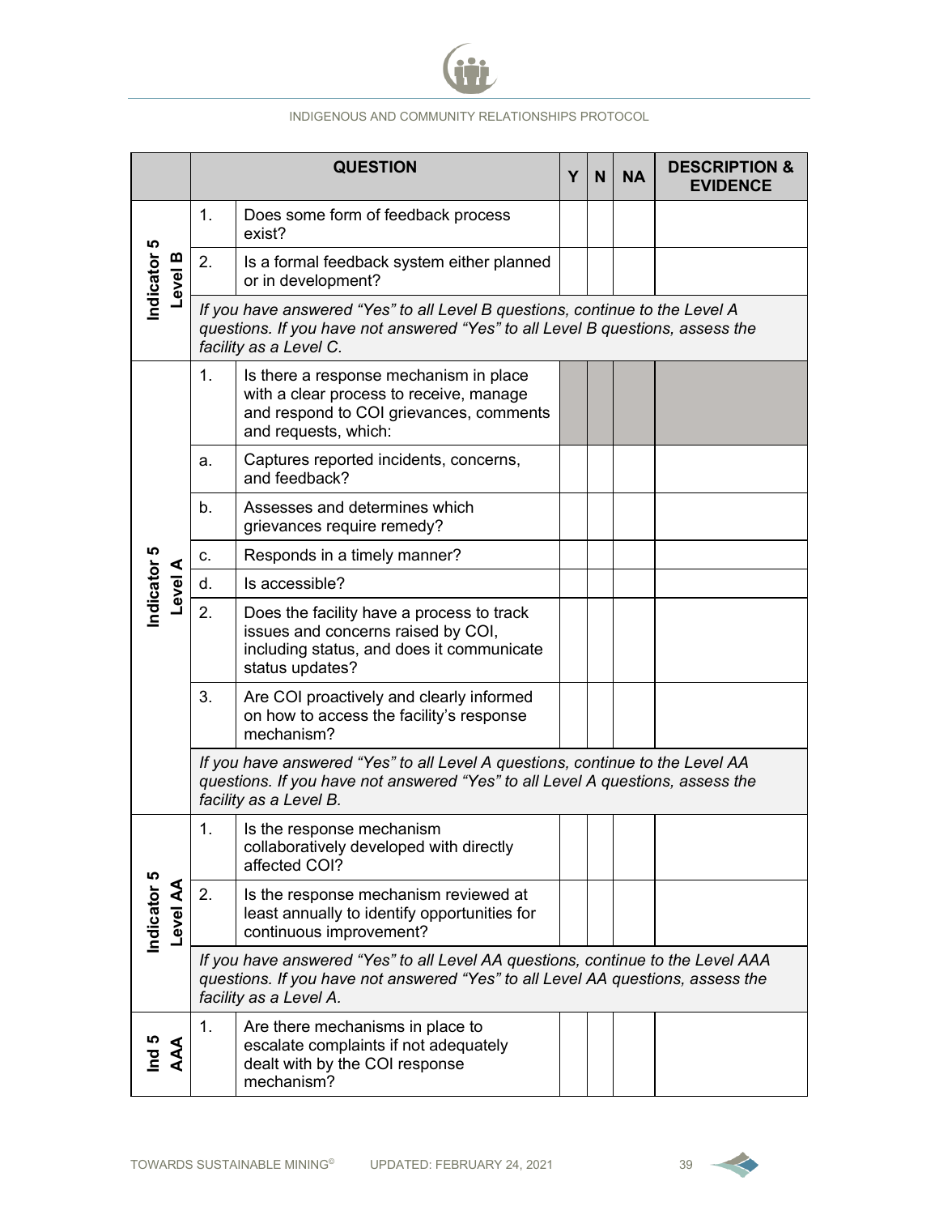| | | QUESTION | Y | N | NA | DESCRIPTION & EVIDENCE |
|---|---|---|---|---|---|---|
| Indicator 5 Level B | 1. | Does some form of feedback process exist? | | | | |
| | 2. | Is a formal feedback system either planned or in development? | | | | |
| | *If you have answered "Yes" to all Level B questions, continue to the Level A questions. If you have not answered "Yes" to all Level B questions, assess the facility as a Level C.* | | | | | |
| Indicator 5 Level A | 1. | Is there a response mechanism in place with a clear process to receive, manage and respond to COI grievances, comments and requests, which: | | | | |
| | a. | Captures reported incidents, concerns, and feedback? | | | | |
| | b. | Assesses and determines which grievances require remedy? | | | | |
| | c. | Responds in a timely manner? | | | | |
| | d. | Is accessible? | | | | |
| | 2. | Does the facility have a process to track issues and concerns raised by COI, including status, and does it communicate status updates? | | | | |
| | 3. | Are COI proactively and clearly informed on how to access the facility's response mechanism? | | | | |
| | *If you have answered "Yes" to all Level A questions, continue to the Level AA questions. If you have not answered "Yes" to all Level A questions, assess the facility as a Level B.* | | | | | |
| Indicator 5 Level AA | 1. | Is the response mechanism collaboratively developed with directly affected COI? | | | | |
| | 2. | Is the response mechanism reviewed at least annually to identify opportunities for continuous improvement? | | | | |
| | *If you have answered "Yes" to all Level AA questions, continue to the Level AAA questions. If you have not answered "Yes" to all Level AA questions, assess the facility as a Level A.* | | | | | |
| Ind 5 AAA | 1. | Are there mechanisms in place to escalate complaints if not adequately dealt with by the COI response mechanism? | | | | |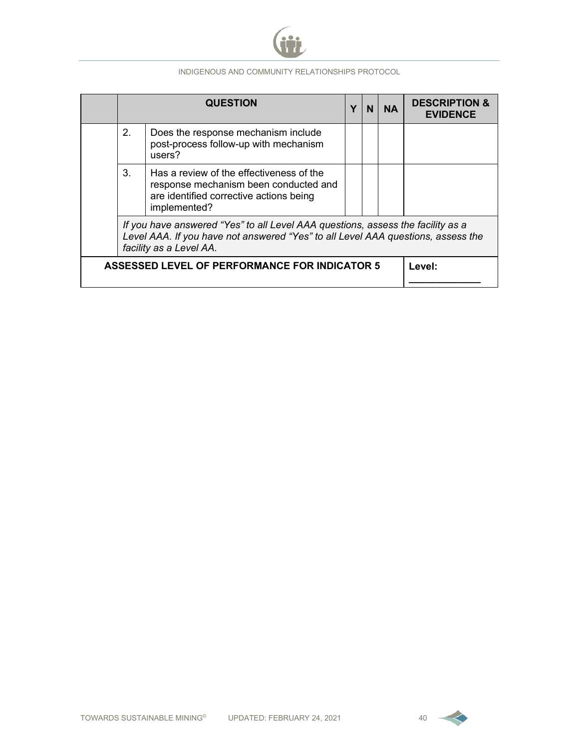| | | QUESTION | Y | N | NA | DESCRIPTION & EVIDENCE |
|---|---|---|---|---|---|---|
| | 2. | Does the response mechanism include post-process follow-up with mechanism users? | | | | |
| | 3. | Has a review of the effectiveness of the response mechanism been conducted and are identified corrective actions being implemented? | | | | |
| | *If you have answered "Yes" to all Level AAA questions, assess the facility as a Level AAA. If you have not answered "Yes" to all Level AAA questions, assess the facility as a Level AA.* | | | | | |
| **ASSESSED LEVEL OF PERFORMANCE FOR INDICATOR 5** | | | | | | **Level:** ____________ |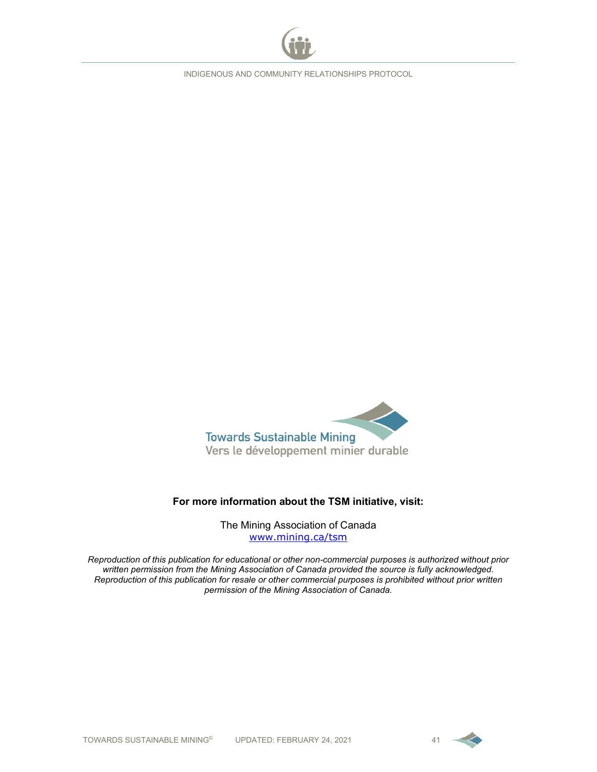Towards Sustainable Mining
Vers le développement minier durable

**For more information about the TSM initiative, visit:**

The Mining Association of Canada
www.mining.ca/tsm

*Reproduction of this publication for educational or other non-commercial purposes is authorized without prior written permission from the Mining Association of Canada provided the source is fully acknowledged. Reproduction of this publication for resale or other commercial purposes is prohibited without prior written permission of the Mining Association of Canada.*